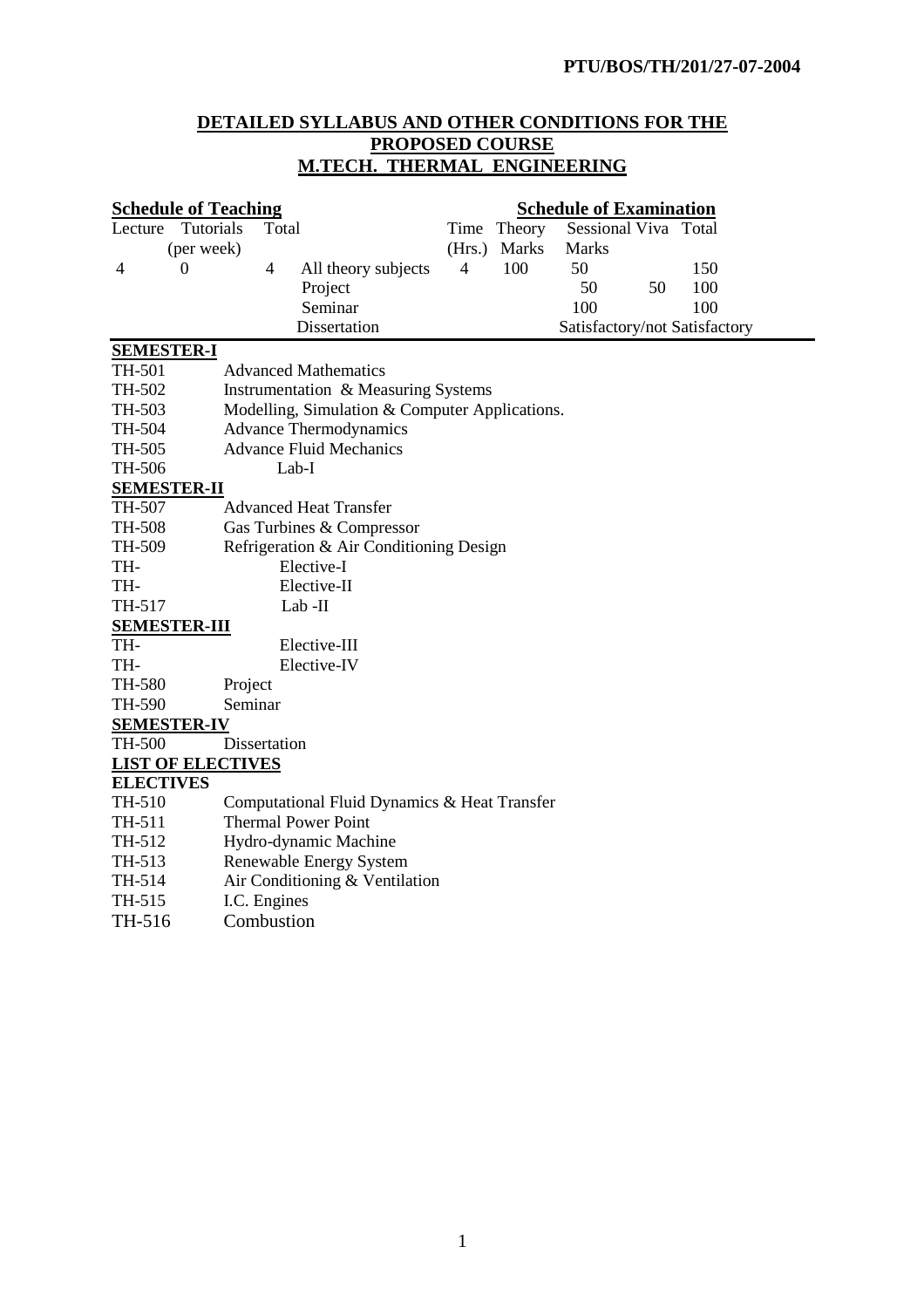PTU/BOS/TH/201/27-07-2004

# DETAILED SYLLABUS AND OTHER CONDITIONS FOR THE PROPOSED COURSE
# M.TECH. THERMAL ENGINEERING

| **Schedule of Teaching** | | | | **Schedule of Examination** | | | | |
|---|---|---|---|---|---|---|---|---|
| Lecture | Tutorials (per week) | Total | | Time (Hrs.) | Theory Marks | Sessional Marks | Viva | Total |
| 4 | 0 | 4 | All theory subjects | 4 | 100 | 50 | | 150 |
| | | | Project | | | 50 | 50 | 100 |
| | | | Seminar | | | 100 | | 100 |
| | | | Dissertation | | | Satisfactory/not Satisfactory | | |

**SEMESTER-I**

| | |
|---|---|
| TH-501 | Advanced Mathematics |
| TH-502 | Instrumentation & Measuring Systems |
| TH-503 | Modelling, Simulation & Computer Applications. |
| TH-504 | Advance Thermodynamics |
| TH-505 | Advance Fluid Mechanics |
| TH-506 | Lab-I |

**SEMESTER-II**

| | |
|---|---|
| TH-507 | Advanced Heat Transfer |
| TH-508 | Gas Turbines & Compressor |
| TH-509 | Refrigeration & Air Conditioning Design |
| TH- | Elective-I |
| TH- | Elective-II |
| TH-517 | Lab -II |

**SEMESTER-III**

| | |
|---|---|
| TH- | Elective-III |
| TH- | Elective-IV |
| TH-580 | Project |
| TH-590 | Seminar |

**SEMESTER-IV**

| | |
|---|---|
| TH-500 | Dissertation |

**LIST OF ELECTIVES**

**ELECTIVES**

| | |
|---|---|
| TH-510 | Computational Fluid Dynamics & Heat Transfer |
| TH-511 | Thermal Power Point |
| TH-512 | Hydro-dynamic Machine |
| TH-513 | Renewable Energy System |
| TH-514 | Air Conditioning & Ventilation |
| TH-515 | I.C. Engines |
| TH-516 | Combustion |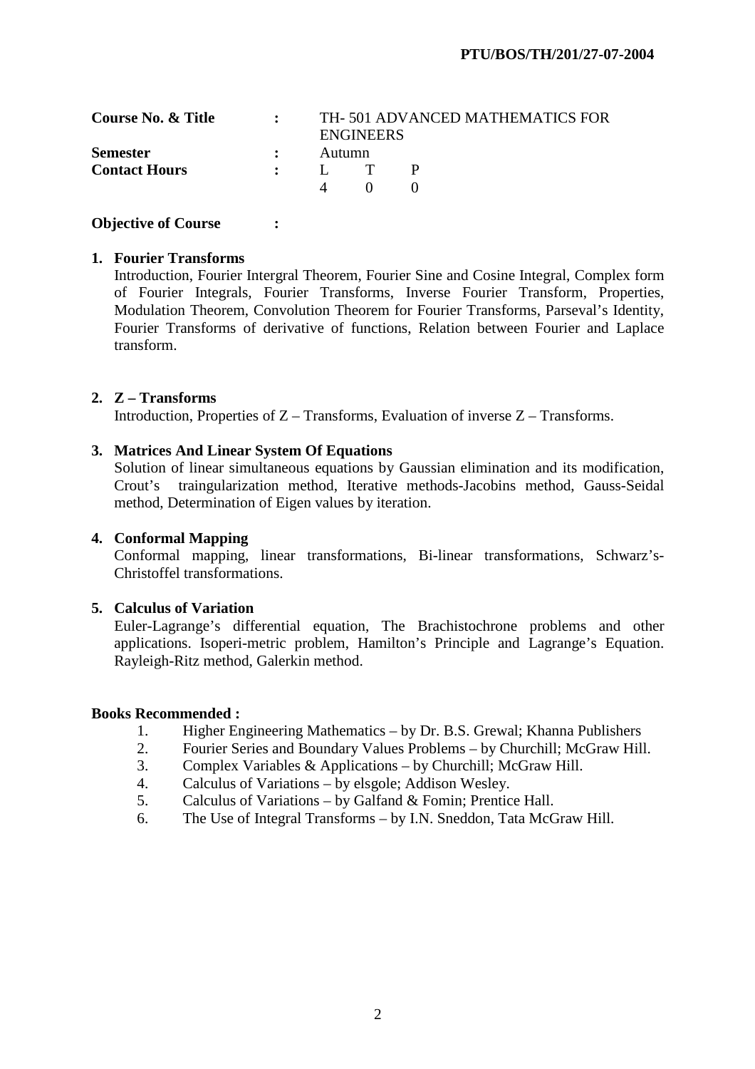| | | |
|---|---|---|
| **Course No. & Title** | : | TH- 501 ADVANCED MATHEMATICS FOR ENGINEERS |
| **Semester** | : | Autumn |
| **Contact Hours** | : | L T P<br>4 0 0 |

**Objective of Course :**

**1. Fourier Transforms**

Introduction, Fourier Intergral Theorem, Fourier Sine and Cosine Integral, Complex form of Fourier Integrals, Fourier Transforms, Inverse Fourier Transform, Properties, Modulation Theorem, Convolution Theorem for Fourier Transforms, Parseval's Identity, Fourier Transforms of derivative of functions, Relation between Fourier and Laplace transform.

**2. Z – Transforms**

Introduction, Properties of Z – Transforms, Evaluation of inverse Z – Transforms.

**3. Matrices And Linear System Of Equations**

Solution of linear simultaneous equations by Gaussian elimination and its modification, Crout's traingularization method, Iterative methods-Jacobins method, Gauss-Seidal method, Determination of Eigen values by iteration.

**4. Conformal Mapping**

Conformal mapping, linear transformations, Bi-linear transformations, Schwarz's-Christoffel transformations.

**5. Calculus of Variation**

Euler-Lagrange's differential equation, The Brachistochrone problems and other applications. Isoperi-metric problem, Hamilton's Principle and Lagrange's Equation. Rayleigh-Ritz method, Galerkin method.

**Books Recommended :**

1. Higher Engineering Mathematics – by Dr. B.S. Grewal; Khanna Publishers
2. Fourier Series and Boundary Values Problems – by Churchill; McGraw Hill.
3. Complex Variables & Applications – by Churchill; McGraw Hill.
4. Calculus of Variations – by elsgole; Addison Wesley.
5. Calculus of Variations – by Galfand & Fomin; Prentice Hall.
6. The Use of Integral Transforms – by I.N. Sneddon, Tata McGraw Hill.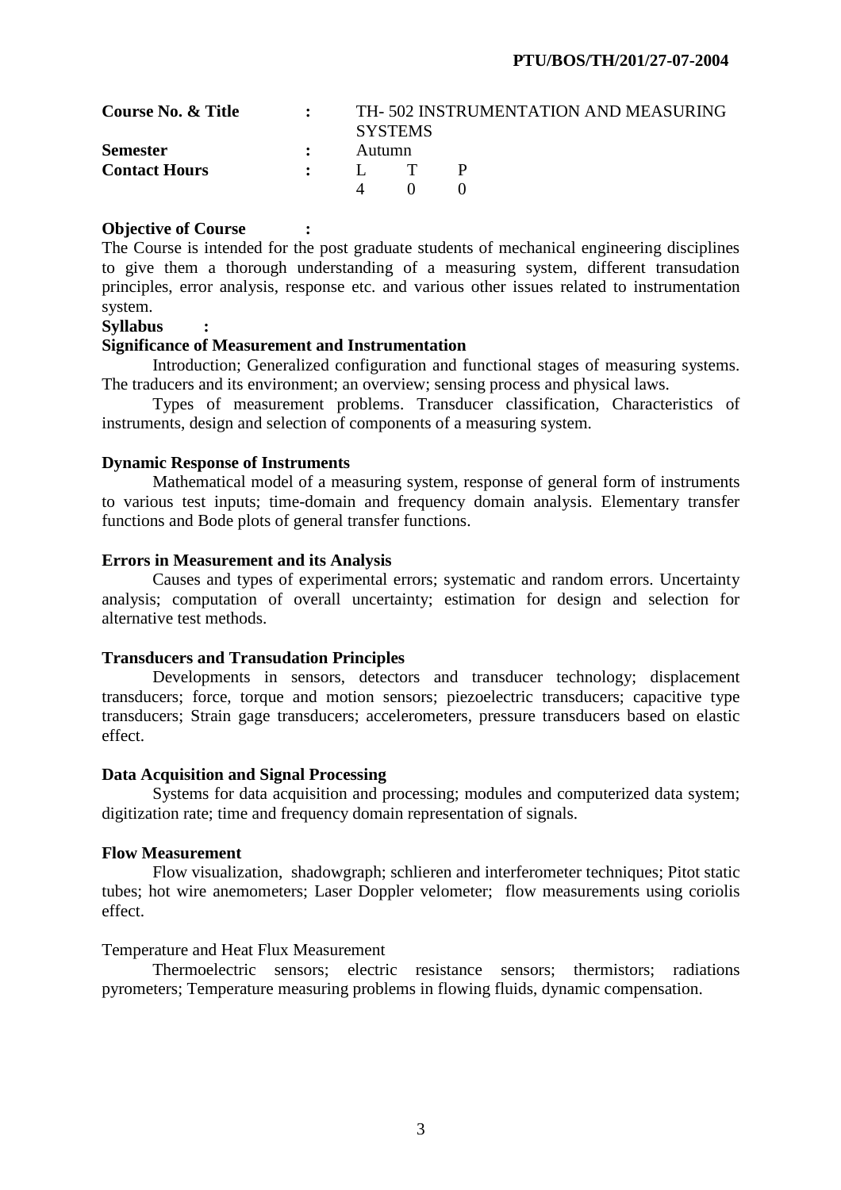**PTU/BOS/TH/201/27-07-2004**

| | | |
|---|---|---|
| **Course No. & Title** | : | TH- 502 INSTRUMENTATION AND MEASURING SYSTEMS |
| **Semester** | : | Autumn |
| **Contact Hours** | : | L T P<br>4 0 0 |

**Objective of Course :**

The Course is intended for the post graduate students of mechanical engineering disciplines to give them a thorough understanding of a measuring system, different transudation principles, error analysis, response etc. and various other issues related to instrumentation system.

**Syllabus :**

**Significance of Measurement and Instrumentation**

Introduction; Generalized configuration and functional stages of measuring systems. The traducers and its environment; an overview; sensing process and physical laws.

Types of measurement problems. Transducer classification, Characteristics of instruments, design and selection of components of a measuring system.

**Dynamic Response of Instruments**

Mathematical model of a measuring system, response of general form of instruments to various test inputs; time-domain and frequency domain analysis. Elementary transfer functions and Bode plots of general transfer functions.

**Errors in Measurement and its Analysis**

Causes and types of experimental errors; systematic and random errors. Uncertainty analysis; computation of overall uncertainty; estimation for design and selection for alternative test methods.

**Transducers and Transudation Principles**

Developments in sensors, detectors and transducer technology; displacement transducers; force, torque and motion sensors; piezoelectric transducers; capacitive type transducers; Strain gage transducers; accelerometers, pressure transducers based on elastic effect.

**Data Acquisition and Signal Processing**

Systems for data acquisition and processing; modules and computerized data system; digitization rate; time and frequency domain representation of signals.

**Flow Measurement**

Flow visualization, shadowgraph; schlieren and interferometer techniques; Pitot static tubes; hot wire anemometers; Laser Doppler velometer; flow measurements using coriolis effect.

Temperature and Heat Flux Measurement

Thermoelectric sensors; electric resistance sensors; thermistors; radiations pyrometers; Temperature measuring problems in flowing fluids, dynamic compensation.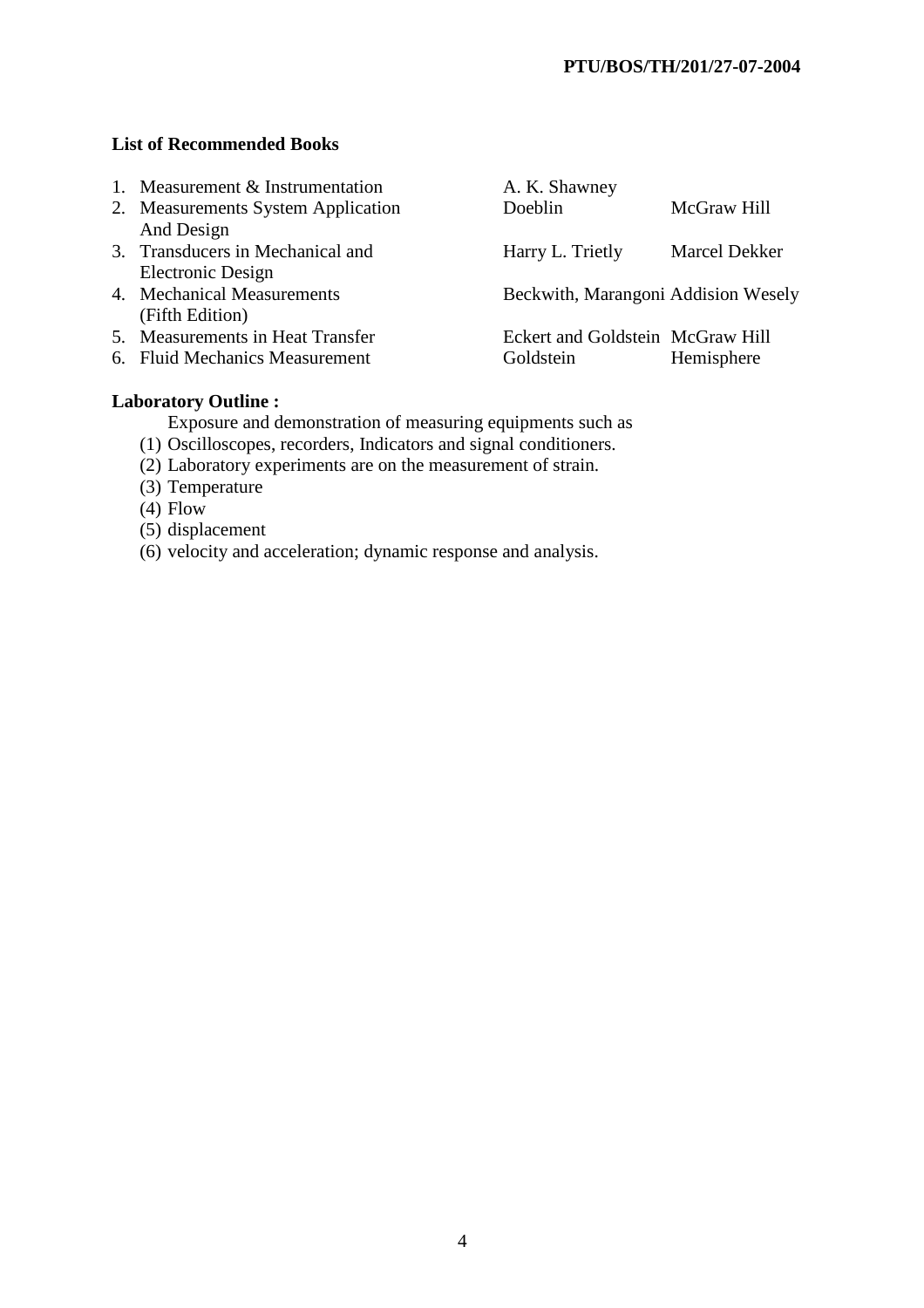PTU/BOS/TH/201/27-07-2004

**List of Recommended Books**

| | Title | Author | Publisher |
|---|---|---|---|
| 1. | Measurement & Instrumentation | A. K. Shawney | |
| 2. | Measurements System Application And Design | Doeblin | McGraw Hill |
| 3. | Transducers in Mechanical and Electronic Design | Harry L. Trietly | Marcel Dekker |
| 4. | Mechanical Measurements (Fifth Edition) | Beckwith, Marangoni | Addision Wesely |
| 5. | Measurements in Heat Transfer | Eckert and Goldstein | McGraw Hill |
| 6. | Fluid Mechanics Measurement | Goldstein | Hemisphere |

**Laboratory Outline :**

Exposure and demonstration of measuring equipments such as

(1) Oscilloscopes, recorders, Indicators and signal conditioners.
(2) Laboratory experiments are on the measurement of strain.
(3) Temperature
(4) Flow
(5) displacement
(6) velocity and acceleration; dynamic response and analysis.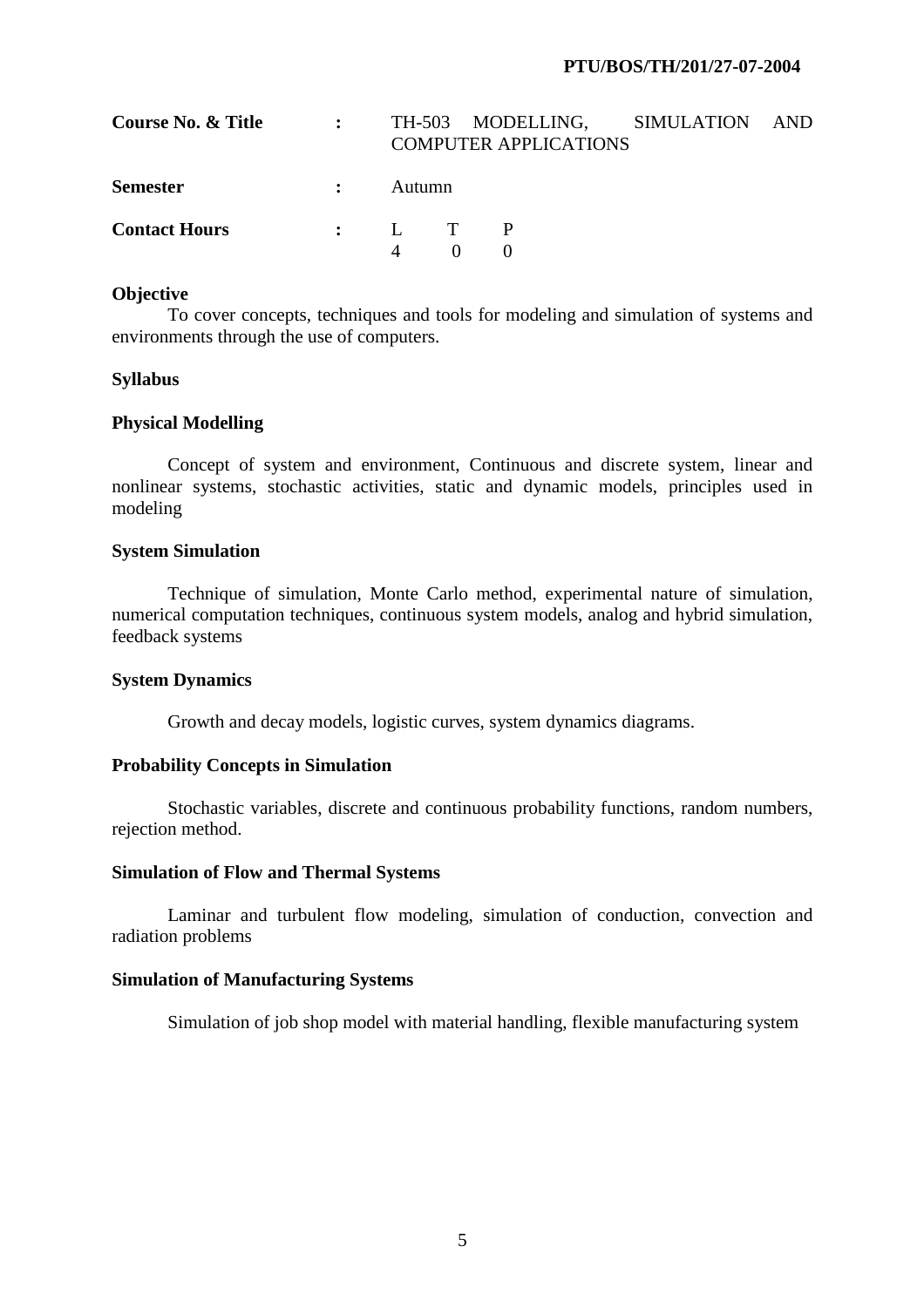**PTU/BOS/TH/201/27-07-2004**

| **Course No. & Title** | **:** | TH-503 MODELLING, SIMULATION AND COMPUTER APPLICATIONS |
|---|---|---|
| **Semester** | **:** | Autumn |
| **Contact Hours** | **:** | L T P<br>4 0 0 |

**Objective**

To cover concepts, techniques and tools for modeling and simulation of systems and environments through the use of computers.

**Syllabus**

**Physical Modelling**

Concept of system and environment, Continuous and discrete system, linear and nonlinear systems, stochastic activities, static and dynamic models, principles used in modeling

**System Simulation**

Technique of simulation, Monte Carlo method, experimental nature of simulation, numerical computation techniques, continuous system models, analog and hybrid simulation, feedback systems

**System Dynamics**

Growth and decay models, logistic curves, system dynamics diagrams.

**Probability Concepts in Simulation**

Stochastic variables, discrete and continuous probability functions, random numbers, rejection method.

**Simulation of Flow and Thermal Systems**

Laminar and turbulent flow modeling, simulation of conduction, convection and radiation problems

**Simulation of Manufacturing Systems**

Simulation of job shop model with material handling, flexible manufacturing system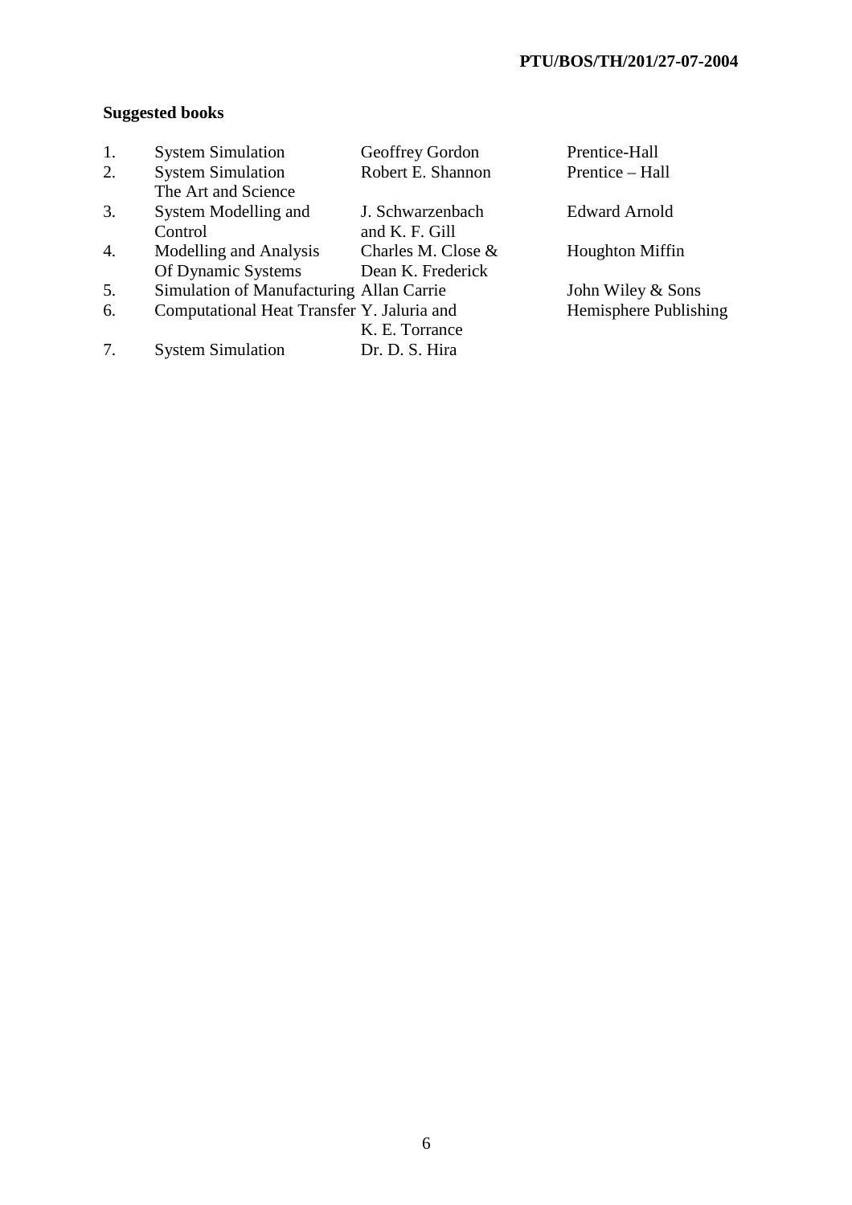**Suggested books**

| | | | |
|---|---|---|---|
| 1. | System Simulation | Geoffrey Gordon | Prentice-Hall |
| 2. | System Simulation The Art and Science | Robert E. Shannon | Prentice – Hall |
| 3. | System Modelling and Control | J. Schwarzenbach and K. F. Gill | Edward Arnold |
| 4. | Modelling and Analysis Of Dynamic Systems | Charles M. Close & Dean K. Frederick | Houghton Miffin |
| 5. | Simulation of Manufacturing | Allan Carrie | John Wiley & Sons |
| 6. | Computational Heat Transfer | Y. Jaluria and K. E. Torrance | Hemisphere Publishing |
| 7. | System Simulation | Dr. D. S. Hira | |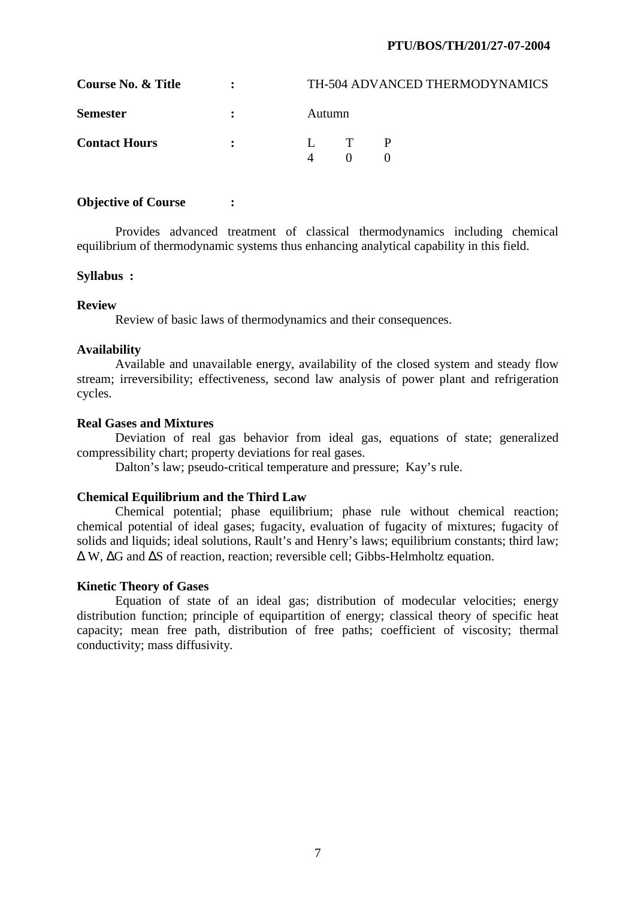PTU/BOS/TH/201/27-07-2004

| | | |
|---|---|---|
| **Course No. & Title** | **:** | TH-504 ADVANCED THERMODYNAMICS |
| **Semester** | **:** | Autumn |
| **Contact Hours** | **:** | L T P<br>4 0 0 |

**Objective of Course :**

Provides advanced treatment of classical thermodynamics including chemical equilibrium of thermodynamic systems thus enhancing analytical capability in this field.

**Syllabus :**

**Review**

Review of basic laws of thermodynamics and their consequences.

**Availability**

Available and unavailable energy, availability of the closed system and steady flow stream; irreversibility; effectiveness, second law analysis of power plant and refrigeration cycles.

**Real Gases and Mixtures**

Deviation of real gas behavior from ideal gas, equations of state; generalized compressibility chart; property deviations for real gases.

Dalton's law; pseudo-critical temperature and pressure; Kay's rule.

**Chemical Equilibrium and the Third Law**

Chemical potential; phase equilibrium; phase rule without chemical reaction; chemical potential of ideal gases; fugacity, evaluation of fugacity of mixtures; fugacity of solids and liquids; ideal solutions, Rault's and Henry's laws; equilibrium constants; third law; $\Delta$ W, $\Delta$G and $\Delta$S of reaction, reaction; reversible cell; Gibbs-Helmholtz equation.

**Kinetic Theory of Gases**

Equation of state of an ideal gas; distribution of modecular velocities; energy distribution function; principle of equipartition of energy; classical theory of specific heat capacity; mean free path, distribution of free paths; coefficient of viscosity; thermal conductivity; mass diffusivity.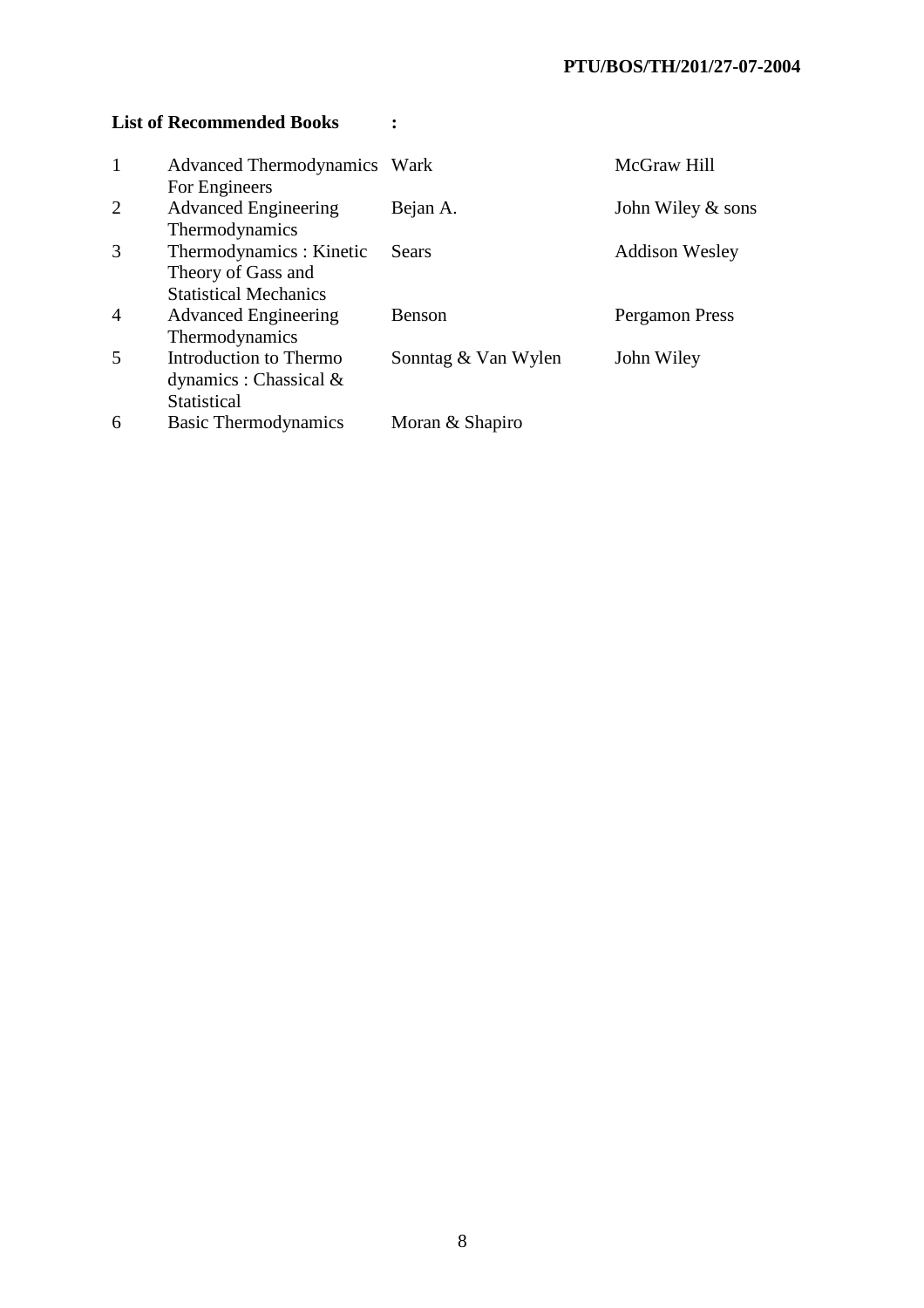**List of Recommended Books :**

| | | | |
|---|---|---|---|
| 1 | Advanced Thermodynamics For Engineers | Wark | McGraw Hill |
| 2 | Advanced Engineering Thermodynamics | Bejan A. | John Wiley & sons |
| 3 | Thermodynamics : Kinetic Theory of Gass and Statistical Mechanics | Sears | Addison Wesley |
| 4 | Advanced Engineering Thermodynamics | Benson | Pergamon Press |
| 5 | Introduction to Thermo dynamics : Chassical & Statistical | Sonntag & Van Wylen | John Wiley |
| 6 | Basic Thermodynamics | Moran & Shapiro | |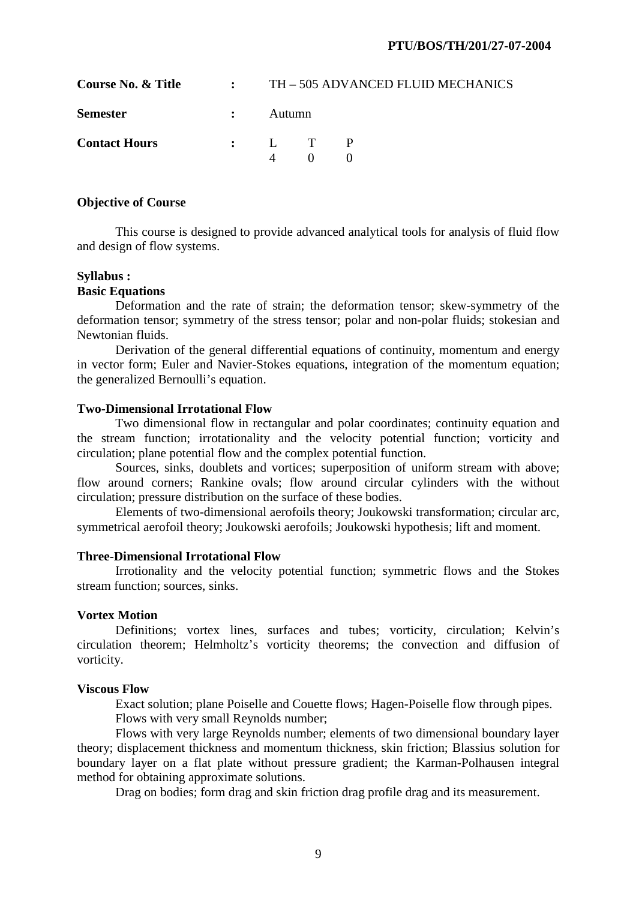PTU/BOS/TH/201/27-07-2004

| | | |
|---|---|---|
| **Course No. & Title** | : | TH – 505 ADVANCED FLUID MECHANICS |
| **Semester** | : | Autumn |
| **Contact Hours** | : | L T P<br>4 0 0 |

### Objective of Course

This course is designed to provide advanced analytical tools for analysis of fluid flow and design of flow systems.

### Syllabus :

#### Basic Equations

Deformation and the rate of strain; the deformation tensor; skew-symmetry of the deformation tensor; symmetry of the stress tensor; polar and non-polar fluids; stokesian and Newtonian fluids.

Derivation of the general differential equations of continuity, momentum and energy in vector form; Euler and Navier-Stokes equations, integration of the momentum equation; the generalized Bernoulli's equation.

#### Two-Dimensional Irrotational Flow

Two dimensional flow in rectangular and polar coordinates; continuity equation and the stream function; irrotationality and the velocity potential function; vorticity and circulation; plane potential flow and the complex potential function.

Sources, sinks, doublets and vortices; superposition of uniform stream with above; flow around corners; Rankine ovals; flow around circular cylinders with the without circulation; pressure distribution on the surface of these bodies.

Elements of two-dimensional aerofoils theory; Joukowski transformation; circular arc, symmetrical aerofoil theory; Joukowski aerofoils; Joukowski hypothesis; lift and moment.

#### Three-Dimensional Irrotational Flow

Irrotionality and the velocity potential function; symmetric flows and the Stokes stream function; sources, sinks.

#### Vortex Motion

Definitions; vortex lines, surfaces and tubes; vorticity, circulation; Kelvin's circulation theorem; Helmholtz's vorticity theorems; the convection and diffusion of vorticity.

#### Viscous Flow

Exact solution; plane Poiselle and Couette flows; Hagen-Poiselle flow through pipes.

Flows with very small Reynolds number;

Flows with very large Reynolds number; elements of two dimensional boundary layer theory; displacement thickness and momentum thickness, skin friction; Blassius solution for boundary layer on a flat plate without pressure gradient; the Karman-Polhausen integral method for obtaining approximate solutions.

Drag on bodies; form drag and skin friction drag profile drag and its measurement.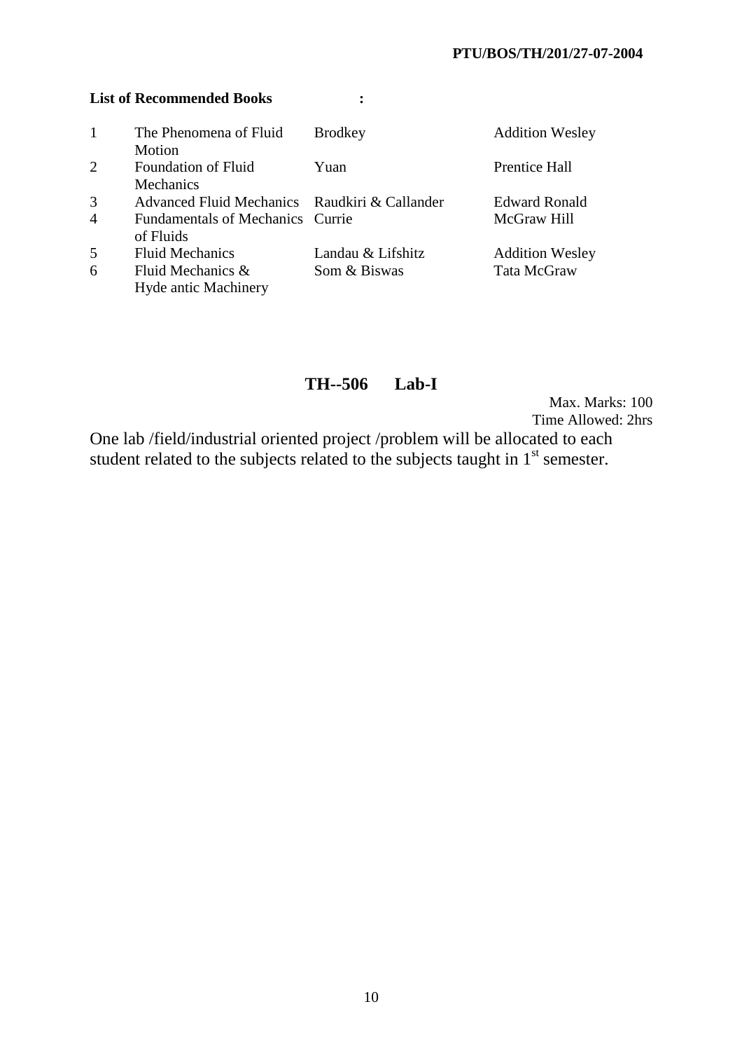**List of Recommended Books :**

| | | | |
|---|---|---|---|
| 1 | The Phenomena of Fluid Motion | Brodkey | Addition Wesley |
| 2 | Foundation of Fluid Mechanics | Yuan | Prentice Hall |
| 3 | Advanced Fluid Mechanics | Raudkiri & Callander | Edward Ronald |
| 4 | Fundamentals of Mechanics of Fluids | Currie | McGraw Hill |
| 5 | Fluid Mechanics | Landau & Lifshitz | Addition Wesley |
| 6 | Fluid Mechanics & Hyde antic Machinery | Som & Biswas | Tata McGraw |

## TH--506 Lab-I

Max. Marks: 100
Time Allowed: 2hrs

One lab /field/industrial oriented project /problem will be allocated to each student related to the subjects related to the subjects taught in 1st semester.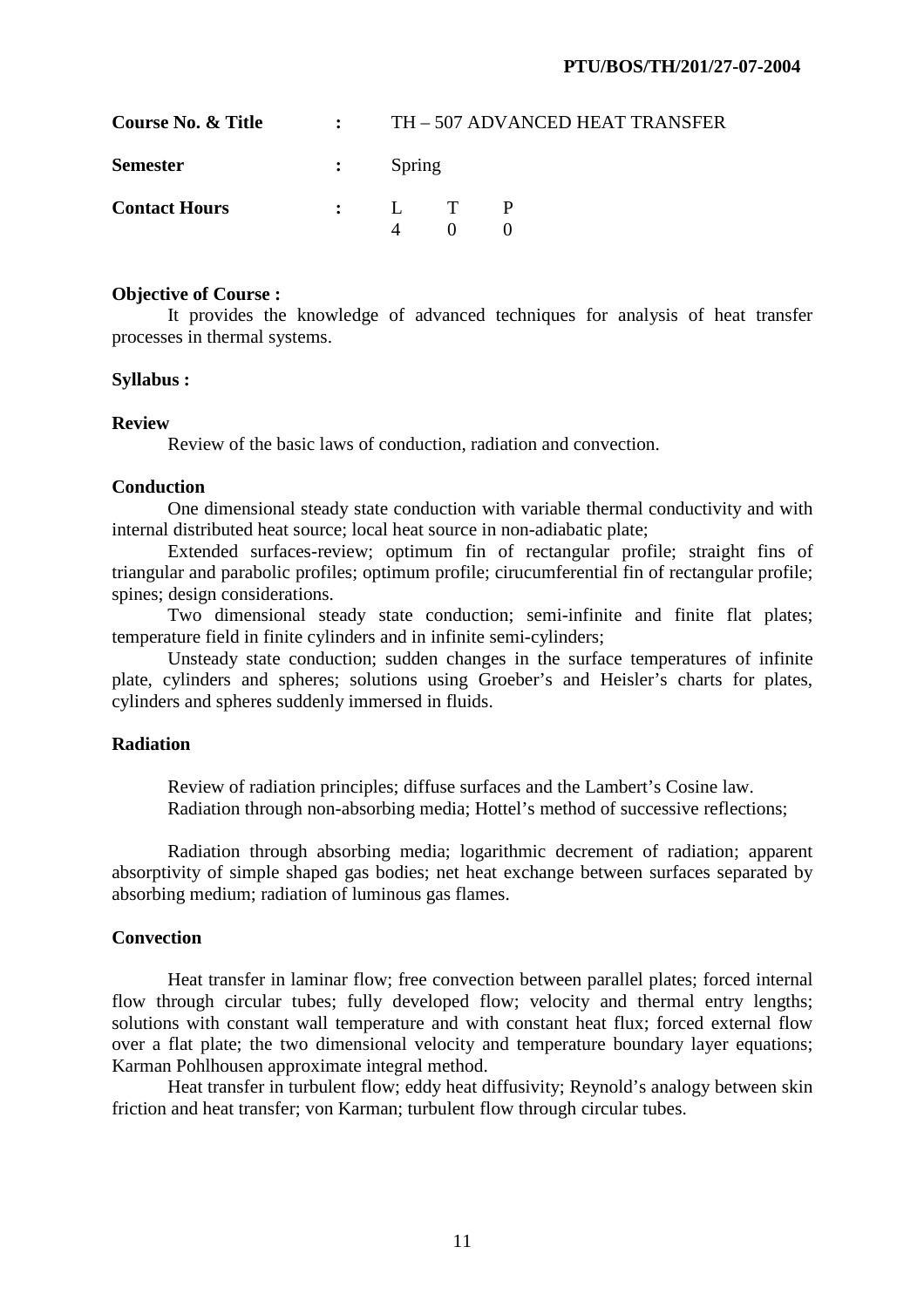**PTU/BOS/TH/201/27-07-2004**

| | | |
|---|---|---|
| **Course No. & Title** | : | TH – 507 ADVANCED HEAT TRANSFER |
| **Semester** | : | Spring |
| **Contact Hours** | : | L T P<br>4 0 0 |

**Objective of Course :**

It provides the knowledge of advanced techniques for analysis of heat transfer processes in thermal systems.

**Syllabus :**

**Review**

Review of the basic laws of conduction, radiation and convection.

**Conduction**

One dimensional steady state conduction with variable thermal conductivity and with internal distributed heat source; local heat source in non-adiabatic plate;

Extended surfaces-review; optimum fin of rectangular profile; straight fins of triangular and parabolic profiles; optimum profile; cirucumferential fin of rectangular profile; spines; design considerations.

Two dimensional steady state conduction; semi-infinite and finite flat plates; temperature field in finite cylinders and in infinite semi-cylinders;

Unsteady state conduction; sudden changes in the surface temperatures of infinite plate, cylinders and spheres; solutions using Groeber's and Heisler's charts for plates, cylinders and spheres suddenly immersed in fluids.

**Radiation**

Review of radiation principles; diffuse surfaces and the Lambert's Cosine law.
Radiation through non-absorbing media; Hottel's method of successive reflections;

Radiation through absorbing media; logarithmic decrement of radiation; apparent absorptivity of simple shaped gas bodies; net heat exchange between surfaces separated by absorbing medium; radiation of luminous gas flames.

**Convection**

Heat transfer in laminar flow; free convection between parallel plates; forced internal flow through circular tubes; fully developed flow; velocity and thermal entry lengths; solutions with constant wall temperature and with constant heat flux; forced external flow over a flat plate; the two dimensional velocity and temperature boundary layer equations; Karman Pohlhousen approximate integral method.

Heat transfer in turbulent flow; eddy heat diffusivity; Reynold's analogy between skin friction and heat transfer; von Karman; turbulent flow through circular tubes.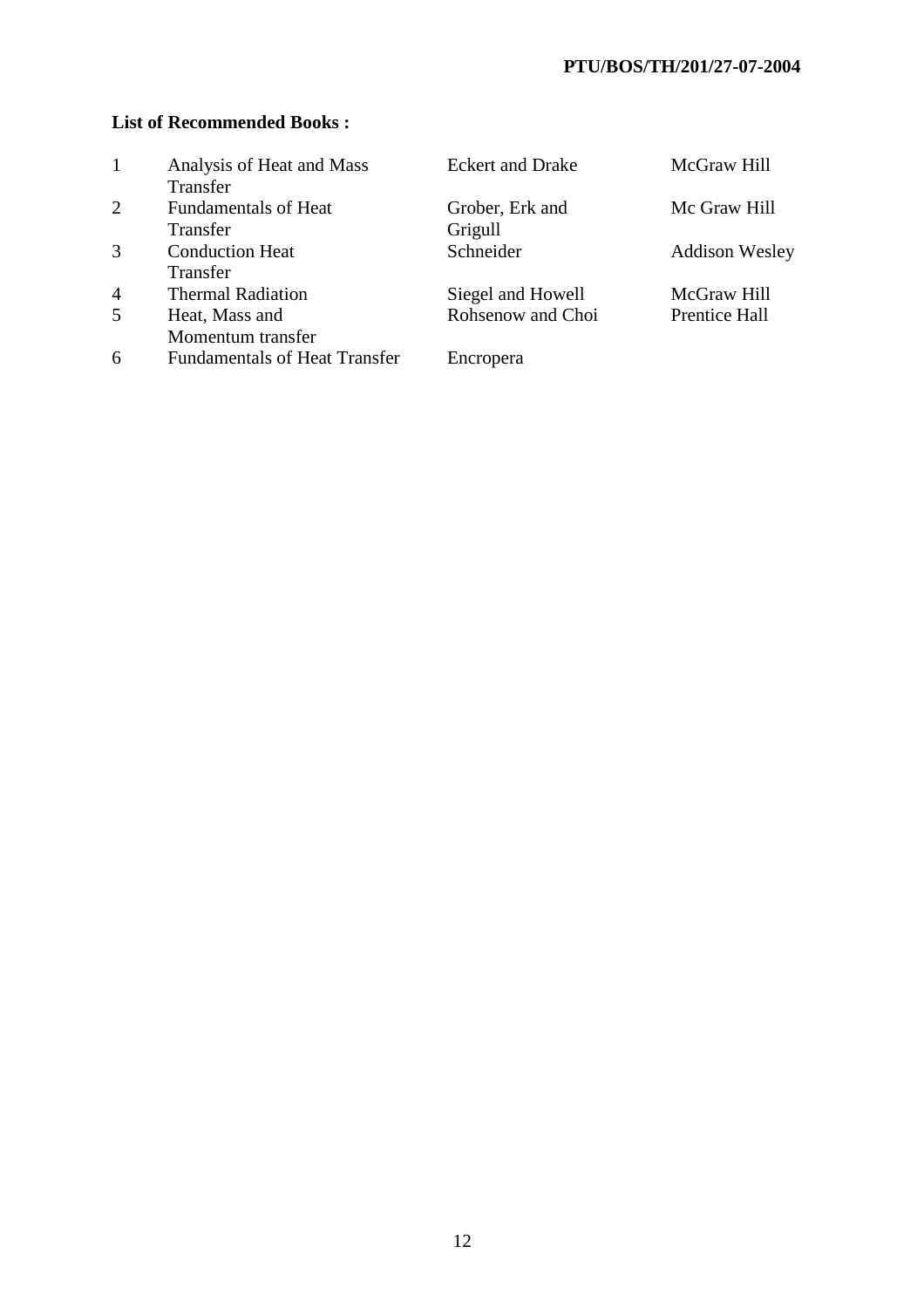**List of Recommended Books :**

| | | | |
|---|---|---|---|
| 1 | Analysis of Heat and Mass Transfer | Eckert and Drake | McGraw Hill |
| 2 | Fundamentals of Heat Transfer | Grober, Erk and Grigull | Mc Graw Hill |
| 3 | Conduction Heat Transfer | Schneider | Addison Wesley |
| 4 | Thermal Radiation | Siegel and Howell | McGraw Hill |
| 5 | Heat, Mass and Momentum transfer | Rohsenow and Choi | Prentice Hall |
| 6 | Fundamentals of Heat Transfer | Encropera | |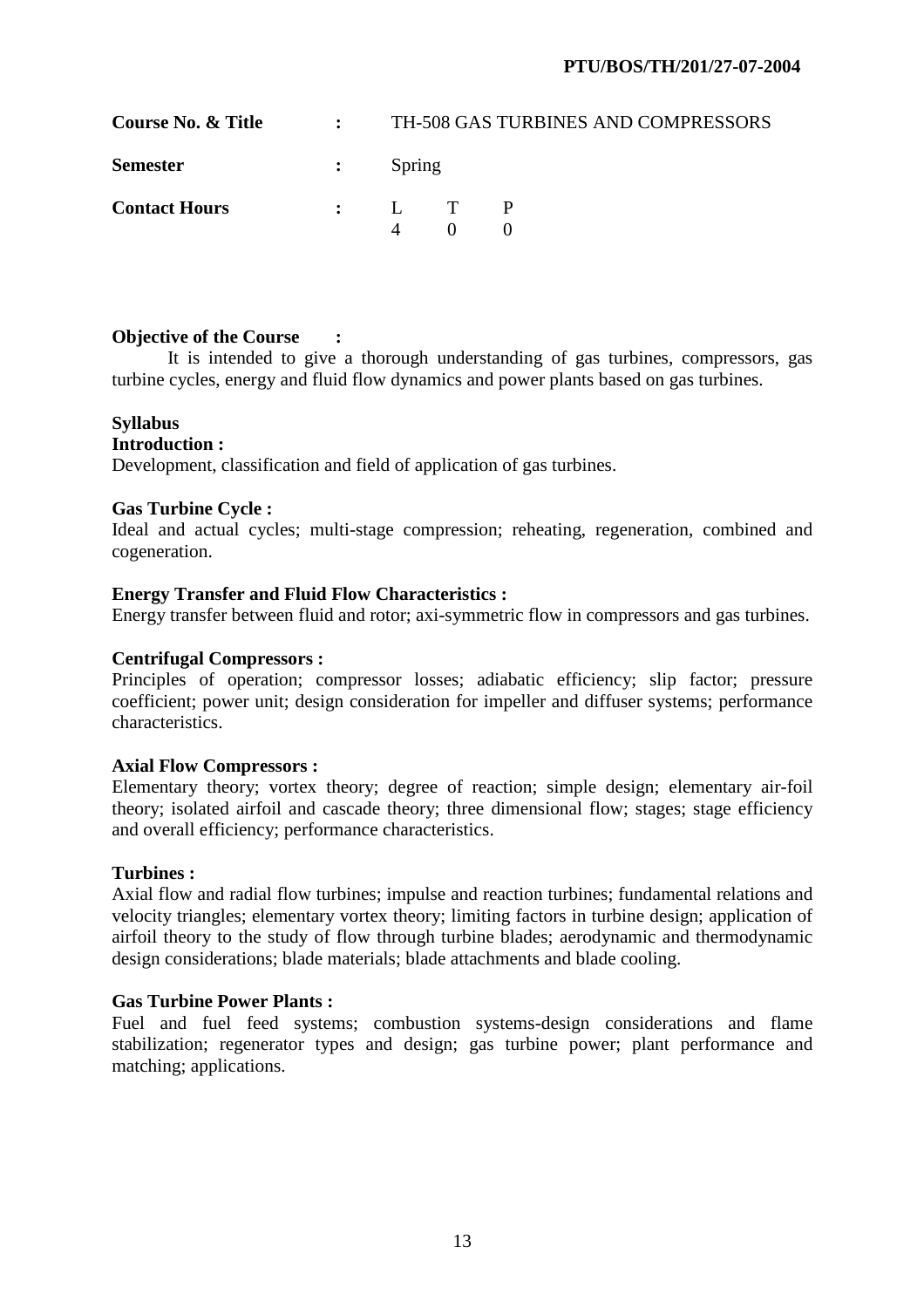**PTU/BOS/TH/201/27-07-2004**

| | | |
|---|---|---|
| **Course No. & Title** | : | TH-508 GAS TURBINES AND COMPRESSORS |
| **Semester** | : | Spring |
| **Contact Hours** | : | L T P<br>4 0 0 |

**Objective of the Course :**

It is intended to give a thorough understanding of gas turbines, compressors, gas turbine cycles, energy and fluid flow dynamics and power plants based on gas turbines.

**Syllabus**

**Introduction :**

Development, classification and field of application of gas turbines.

**Gas Turbine Cycle :**

Ideal and actual cycles; multi-stage compression; reheating, regeneration, combined and cogeneration.

**Energy Transfer and Fluid Flow Characteristics :**

Energy transfer between fluid and rotor; axi-symmetric flow in compressors and gas turbines.

**Centrifugal Compressors :**

Principles of operation; compressor losses; adiabatic efficiency; slip factor; pressure coefficient; power unit; design consideration for impeller and diffuser systems; performance characteristics.

**Axial Flow Compressors :**

Elementary theory; vortex theory; degree of reaction; simple design; elementary air-foil theory; isolated airfoil and cascade theory; three dimensional flow; stages; stage efficiency and overall efficiency; performance characteristics.

**Turbines :**

Axial flow and radial flow turbines; impulse and reaction turbines; fundamental relations and velocity triangles; elementary vortex theory; limiting factors in turbine design; application of airfoil theory to the study of flow through turbine blades; aerodynamic and thermodynamic design considerations; blade materials; blade attachments and blade cooling.

**Gas Turbine Power Plants :**

Fuel and fuel feed systems; combustion systems-design considerations and flame stabilization; regenerator types and design; gas turbine power; plant performance and matching; applications.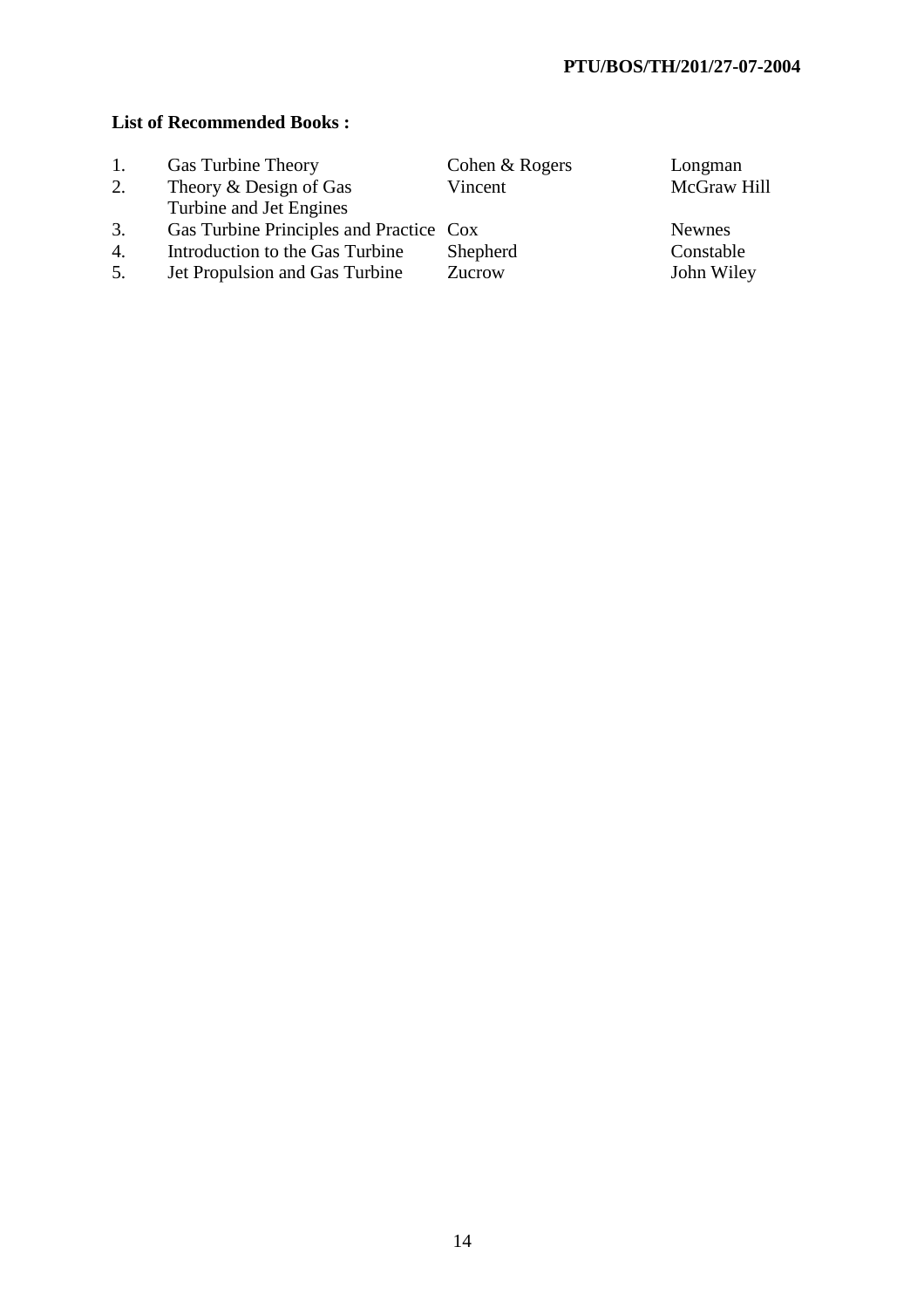**List of Recommended Books :**

| | Title | Author | Publisher |
|---|---|---|---|
| 1. | Gas Turbine Theory | Cohen & Rogers | Longman |
| 2. | Theory & Design of Gas Turbine and Jet Engines | Vincent | McGraw Hill |
| 3. | Gas Turbine Principles and Practice | Cox | Newnes |
| 4. | Introduction to the Gas Turbine | Shepherd | Constable |
| 5. | Jet Propulsion and Gas Turbine | Zucrow | John Wiley |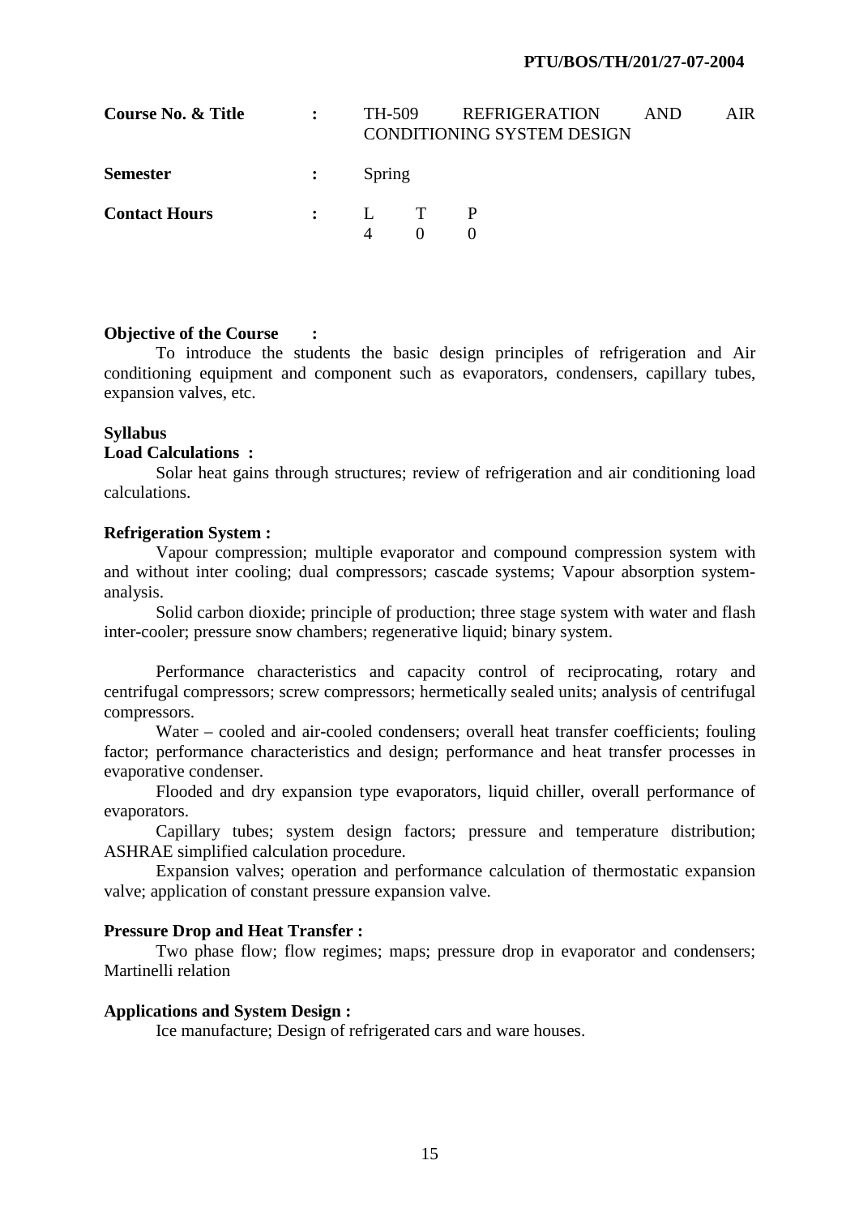PTU/BOS/TH/201/27-07-2004

| | | |
|---|---|---|
| **Course No. & Title** | : | TH-509 REFRIGERATION AND AIR CONDITIONING SYSTEM DESIGN |
| **Semester** | : | Spring |
| **Contact Hours** | : | L T P<br>4 0 0 |

**Objective of the Course :**

To introduce the students the basic design principles of refrigeration and Air conditioning equipment and component such as evaporators, condensers, capillary tubes, expansion valves, etc.

**Syllabus**

**Load Calculations :**

Solar heat gains through structures; review of refrigeration and air conditioning load calculations.

**Refrigeration System :**

Vapour compression; multiple evaporator and compound compression system with and without inter cooling; dual compressors; cascade systems; Vapour absorption system-analysis.

Solid carbon dioxide; principle of production; three stage system with water and flash inter-cooler; pressure snow chambers; regenerative liquid; binary system.

Performance characteristics and capacity control of reciprocating, rotary and centrifugal compressors; screw compressors; hermetically sealed units; analysis of centrifugal compressors.

Water – cooled and air-cooled condensers; overall heat transfer coefficients; fouling factor; performance characteristics and design; performance and heat transfer processes in evaporative condenser.

Flooded and dry expansion type evaporators, liquid chiller, overall performance of evaporators.

Capillary tubes; system design factors; pressure and temperature distribution; ASHRAE simplified calculation procedure.

Expansion valves; operation and performance calculation of thermostatic expansion valve; application of constant pressure expansion valve.

**Pressure Drop and Heat Transfer :**

Two phase flow; flow regimes; maps; pressure drop in evaporator and condensers; Martinelli relation

**Applications and System Design :**

Ice manufacture; Design of refrigerated cars and ware houses.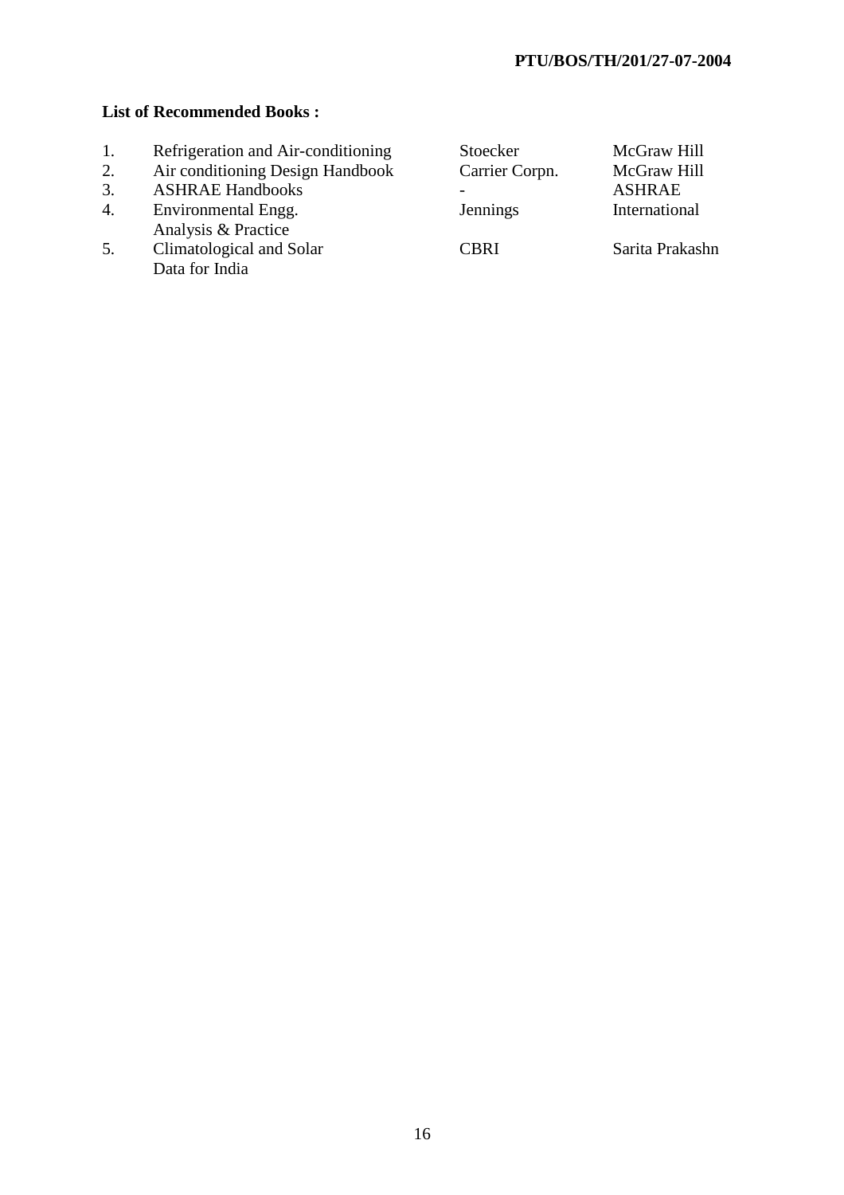**List of Recommended Books :**

| | | | |
|---|---|---|---|
| 1. | Refrigeration and Air-conditioning | Stoecker | McGraw Hill |
| 2. | Air conditioning Design Handbook | Carrier Corpn. | McGraw Hill |
| 3. | ASHRAE Handbooks | - | ASHRAE |
| 4. | Environmental Engg. Analysis & Practice | Jennings | International |
| 5. | Climatological and Solar Data for India | CBRI | Sarita Prakashn |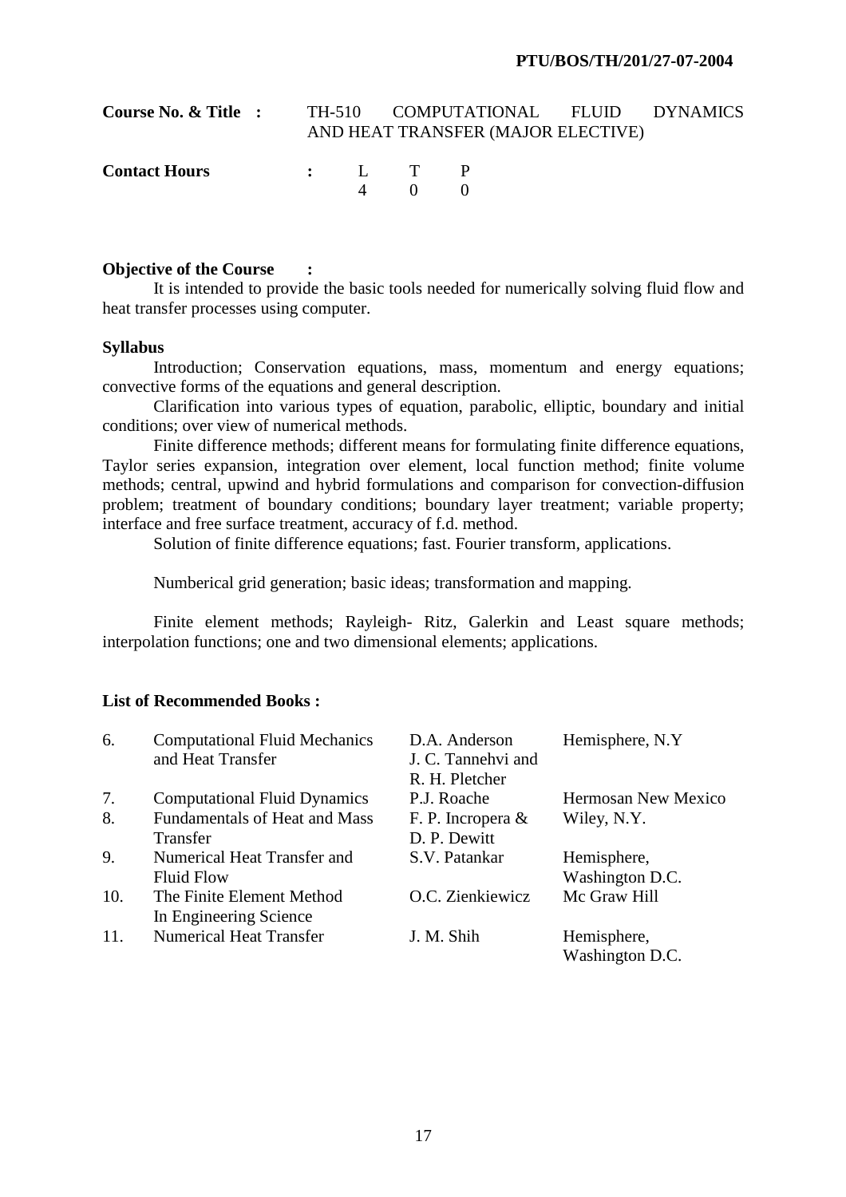PTU/BOS/TH/201/27-07-2004

**Course No. & Title :** TH-510 COMPUTATIONAL FLUID DYNAMICS AND HEAT TRANSFER (MAJOR ELECTIVE)

**Contact Hours** :

| L | T | P |
|---|---|---|
| 4 | 0 | 0 |

**Objective of the Course :**

It is intended to provide the basic tools needed for numerically solving fluid flow and heat transfer processes using computer.

**Syllabus**

Introduction; Conservation equations, mass, momentum and energy equations; convective forms of the equations and general description.

Clarification into various types of equation, parabolic, elliptic, boundary and initial conditions; over view of numerical methods.

Finite difference methods; different means for formulating finite difference equations, Taylor series expansion, integration over element, local function method; finite volume methods; central, upwind and hybrid formulations and comparison for convection-diffusion problem; treatment of boundary conditions; boundary layer treatment; variable property; interface and free surface treatment, accuracy of f.d. method.

Solution of finite difference equations; fast. Fourier transform, applications.

Numberical grid generation; basic ideas; transformation and mapping.

Finite element methods; Rayleigh- Ritz, Galerkin and Least square methods; interpolation functions; one and two dimensional elements; applications.

**List of Recommended Books :**

| | | | |
|---|---|---|---|
| 6. | Computational Fluid Mechanics and Heat Transfer | D.A. Anderson J. C. Tannehvi and R. H. Pletcher | Hemisphere, N.Y |
| 7. | Computational Fluid Dynamics | P.J. Roache | Hermosan New Mexico |
| 8. | Fundamentals of Heat and Mass Transfer | F. P. Incropera & D. P. Dewitt | Wiley, N.Y. |
| 9. | Numerical Heat Transfer and Fluid Flow | S.V. Patankar | Hemisphere, Washington D.C. |
| 10. | The Finite Element Method In Engineering Science | O.C. Zienkiewicz | Mc Graw Hill |
| 11. | Numerical Heat Transfer | J. M. Shih | Hemisphere, Washington D.C. |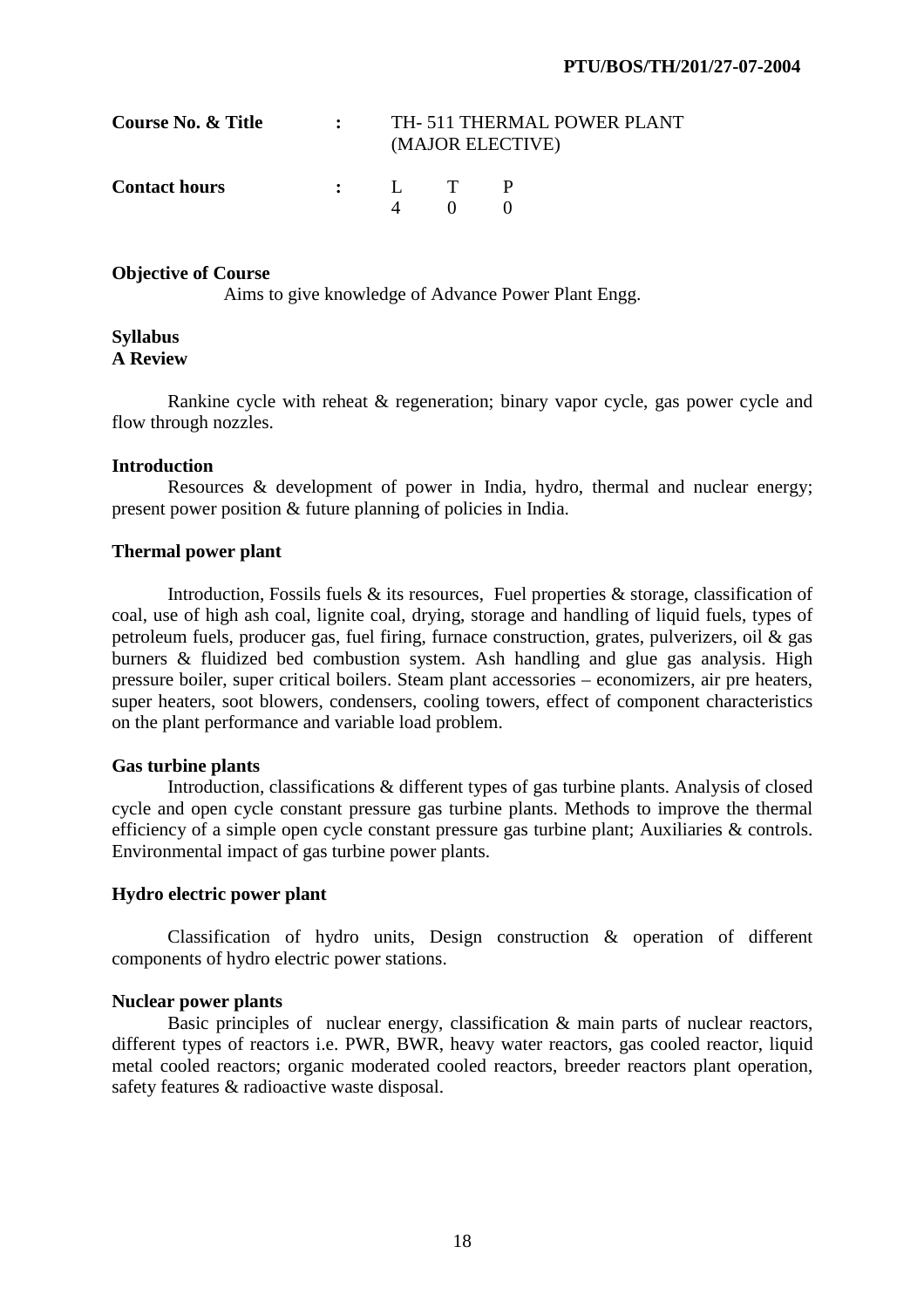PTU/BOS/TH/201/27-07-2004

| **Course No. & Title** | : | TH- 511 THERMAL POWER PLANT (MAJOR ELECTIVE) | | |
|---|---|---|---|---|
| **Contact hours** | : | L | T | P |
| | | 4 | 0 | 0 |

**Objective of Course**

Aims to give knowledge of Advance Power Plant Engg.

**Syllabus**

**A Review**

Rankine cycle with reheat & regeneration; binary vapor cycle, gas power cycle and flow through nozzles.

**Introduction**

Resources & development of power in India, hydro, thermal and nuclear energy; present power position & future planning of policies in India.

**Thermal power plant**

Introduction, Fossils fuels & its resources, Fuel properties & storage, classification of coal, use of high ash coal, lignite coal, drying, storage and handling of liquid fuels, types of petroleum fuels, producer gas, fuel firing, furnace construction, grates, pulverizers, oil & gas burners & fluidized bed combustion system. Ash handling and glue gas analysis. High pressure boiler, super critical boilers. Steam plant accessories – economizers, air pre heaters, super heaters, soot blowers, condensers, cooling towers, effect of component characteristics on the plant performance and variable load problem.

**Gas turbine plants**

Introduction, classifications & different types of gas turbine plants. Analysis of closed cycle and open cycle constant pressure gas turbine plants. Methods to improve the thermal efficiency of a simple open cycle constant pressure gas turbine plant; Auxiliaries & controls. Environmental impact of gas turbine power plants.

**Hydro electric power plant**

Classification of hydro units, Design construction & operation of different components of hydro electric power stations.

**Nuclear power plants**

Basic principles of nuclear energy, classification & main parts of nuclear reactors, different types of reactors i.e. PWR, BWR, heavy water reactors, gas cooled reactor, liquid metal cooled reactors; organic moderated cooled reactors, breeder reactors plant operation, safety features & radioactive waste disposal.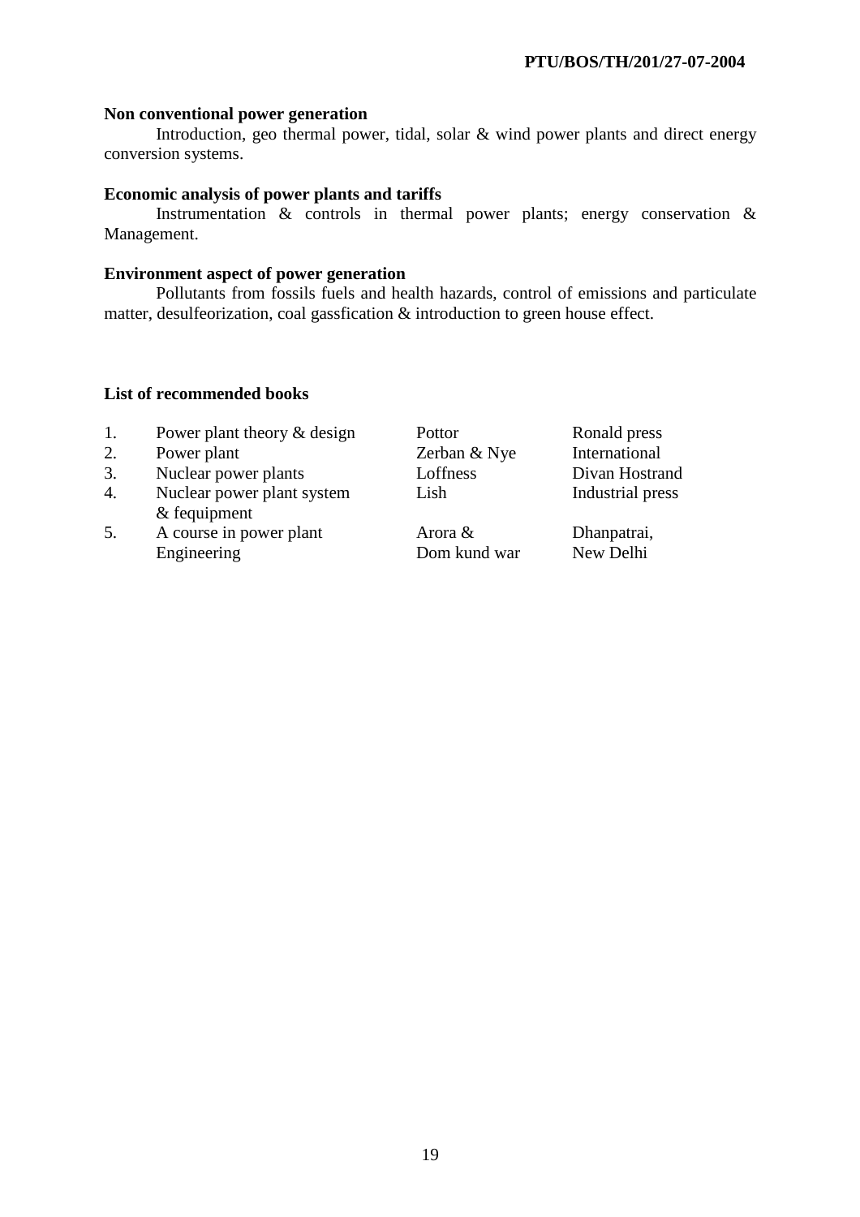**Non conventional power generation**

Introduction, geo thermal power, tidal, solar & wind power plants and direct energy conversion systems.

**Economic analysis of power plants and tariffs**

Instrumentation & controls in thermal power plants; energy conservation & Management.

**Environment aspect of power generation**

Pollutants from fossils fuels and health hazards, control of emissions and particulate matter, desulfeorization, coal gassfication & introduction to green house effect.

**List of recommended books**

| No. | Title | Author | Publisher |
|---|---|---|---|
| 1. | Power plant theory & design | Pottor | Ronald press |
| 2. | Power plant | Zerban & Nye | International |
| 3. | Nuclear power plants | Loffness | Divan Hostrand |
| 4. | Nuclear power plant system & fequipment | Lish | Industrial press |
| 5. | A course in power plant Engineering | Arora & Dom kund war | Dhanpatrai, New Delhi |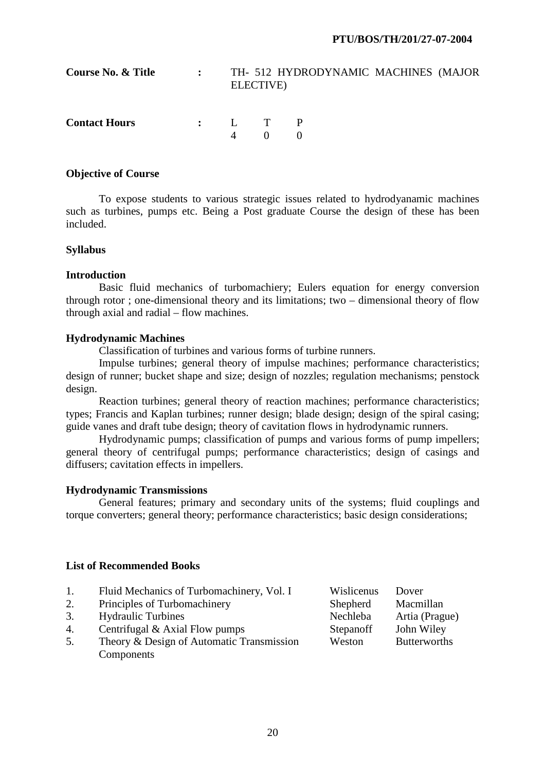PTU/BOS/TH/201/27-07-2004

| | | |
|---|---|---|
| **Course No. & Title** | : | TH- 512 HYDRODYNAMIC MACHINES (MAJOR ELECTIVE) |

| | | L | T | P |
|---|---|---|---|---|
| **Contact Hours** | : | 4 | 0 | 0 |

### Objective of Course

To expose students to various strategic issues related to hydrodyanamic machines such as turbines, pumps etc. Being a Post graduate Course the design of these has been included.

### Syllabus

**Introduction**

Basic fluid mechanics of turbomachiery; Eulers equation for energy conversion through rotor ; one-dimensional theory and its limitations; two – dimensional theory of flow through axial and radial – flow machines.

**Hydrodynamic Machines**

Classification of turbines and various forms of turbine runners.

Impulse turbines; general theory of impulse machines; performance characteristics; design of runner; bucket shape and size; design of nozzles; regulation mechanisms; penstock design.

Reaction turbines; general theory of reaction machines; performance characteristics; types; Francis and Kaplan turbines; runner design; blade design; design of the spiral casing; guide vanes and draft tube design; theory of cavitation flows in hydrodynamic runners.

Hydrodynamic pumps; classification of pumps and various forms of pump impellers; general theory of centrifugal pumps; performance characteristics; design of casings and diffusers; cavitation effects in impellers.

**Hydrodynamic Transmissions**

General features; primary and secondary units of the systems; fluid couplings and torque converters; general theory; performance characteristics; basic design considerations;

### List of Recommended Books

| | | | |
|---|---|---|---|
| 1. | Fluid Mechanics of Turbomachinery, Vol. I | Wislicenus | Dover |
| 2. | Principles of Turbomachinery | Shepherd | Macmillan |
| 3. | Hydraulic Turbines | Nechleba | Artia (Prague) |
| 4. | Centrifugal & Axial Flow pumps | Stepanoff | John Wiley |
| 5. | Theory & Design of Automatic Transmission Components | Weston | Butterworths |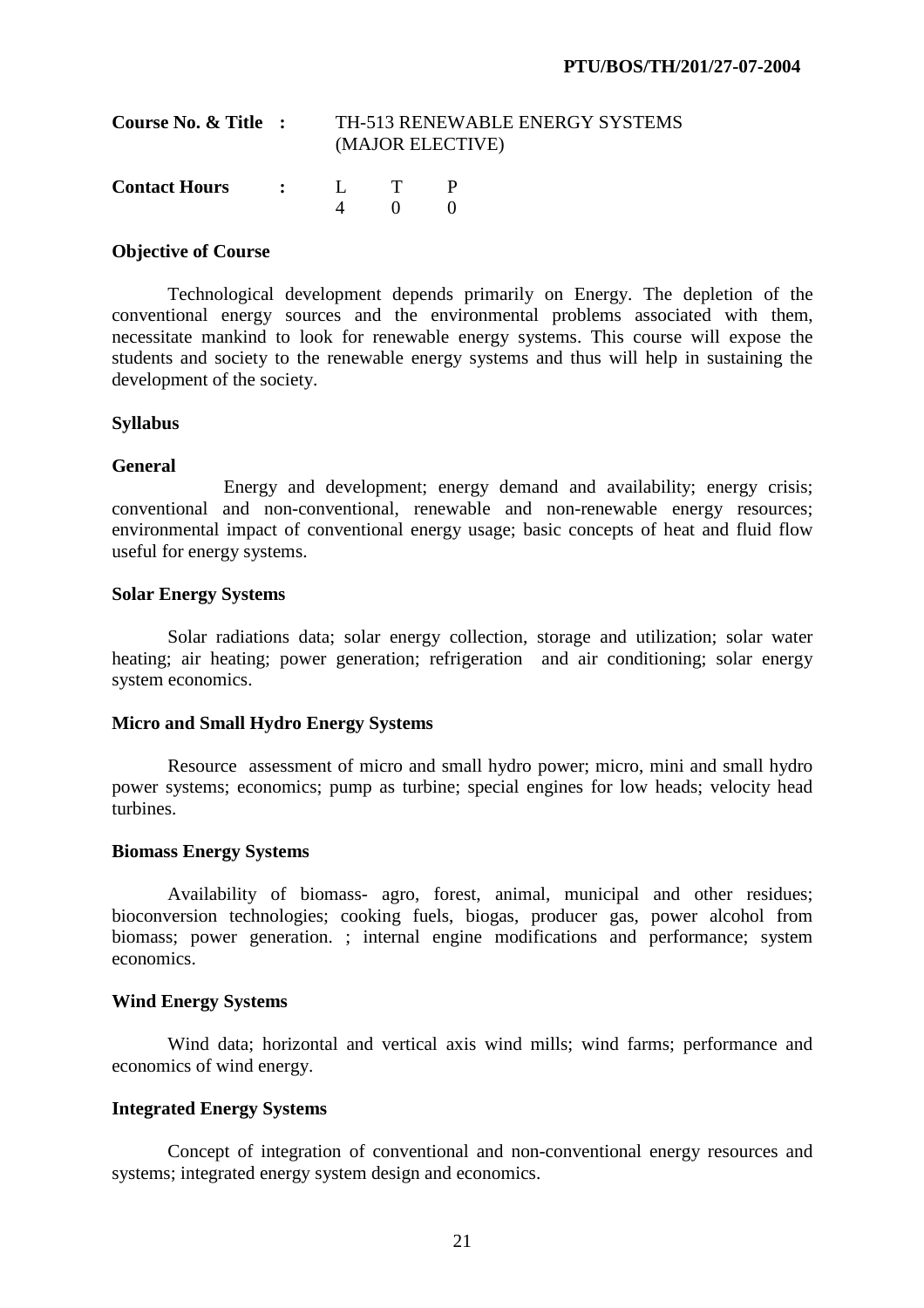**Course No. & Title :** TH-513 RENEWABLE ENERGY SYSTEMS (MAJOR ELECTIVE)

| **Contact Hours** | **:** | L | T | P |
|---|---|---|---|---|
| | | 4 | 0 | 0 |

**Objective of Course**

Technological development depends primarily on Energy. The depletion of the conventional energy sources and the environmental problems associated with them, necessitate mankind to look for renewable energy systems. This course will expose the students and society to the renewable energy systems and thus will help in sustaining the development of the society.

**Syllabus**

**General**

Energy and development; energy demand and availability; energy crisis; conventional and non-conventional, renewable and non-renewable energy resources; environmental impact of conventional energy usage; basic concepts of heat and fluid flow useful for energy systems.

**Solar Energy Systems**

Solar radiations data; solar energy collection, storage and utilization; solar water heating; air heating; power generation; refrigeration and air conditioning; solar energy system economics.

**Micro and Small Hydro Energy Systems**

Resource assessment of micro and small hydro power; micro, mini and small hydro power systems; economics; pump as turbine; special engines for low heads; velocity head turbines.

**Biomass Energy Systems**

Availability of biomass- agro, forest, animal, municipal and other residues; bioconversion technologies; cooking fuels, biogas, producer gas, power alcohol from biomass; power generation. ; internal engine modifications and performance; system economics.

**Wind Energy Systems**

Wind data; horizontal and vertical axis wind mills; wind farms; performance and economics of wind energy.

**Integrated Energy Systems**

Concept of integration of conventional and non-conventional energy resources and systems; integrated energy system design and economics.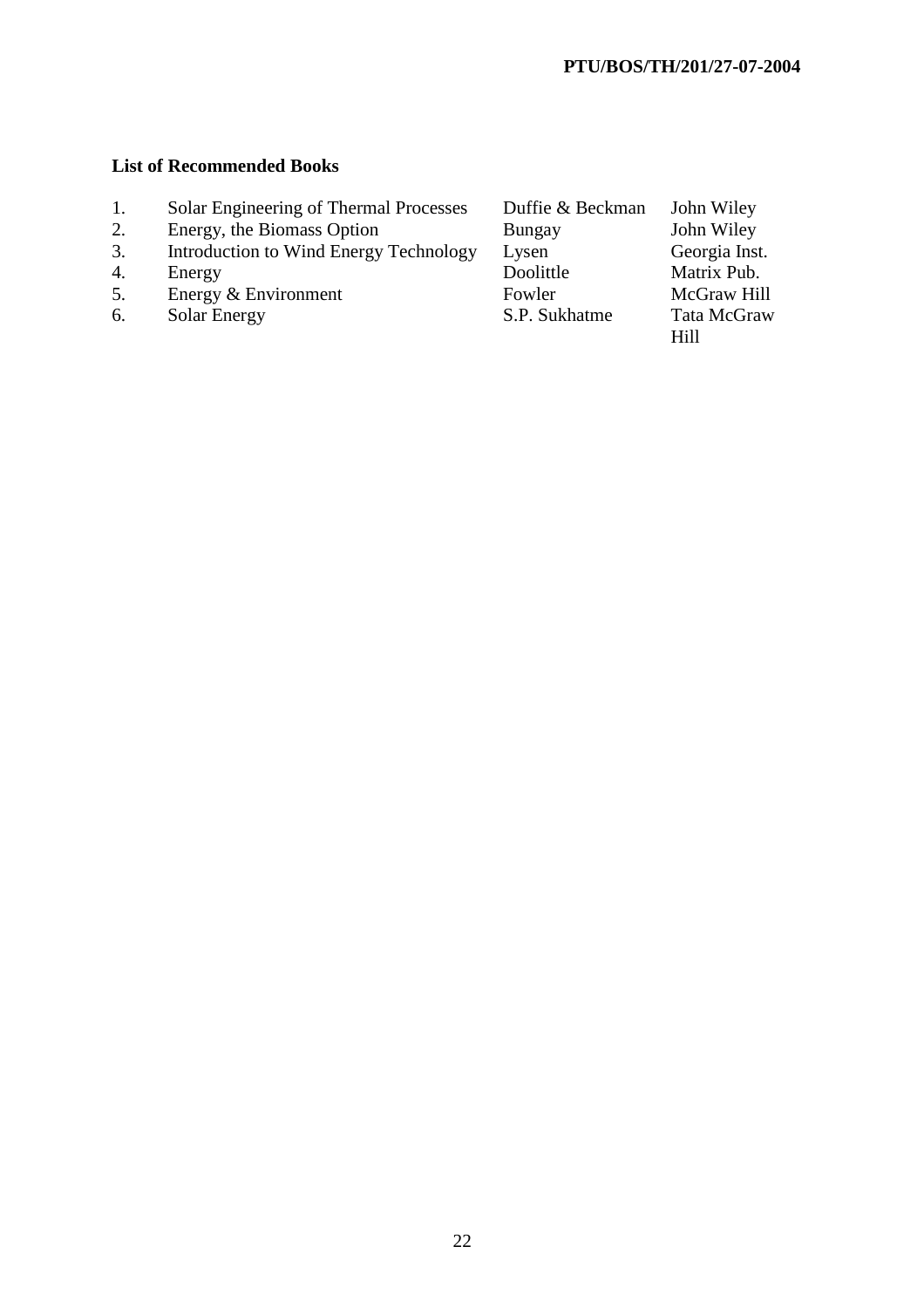**List of Recommended Books**

| | | | |
|---|---|---|---|
| 1. | Solar Engineering of Thermal Processes | Duffie & Beckman | John Wiley |
| 2. | Energy, the Biomass Option | Bungay | John Wiley |
| 3. | Introduction to Wind Energy Technology | Lysen | Georgia Inst. |
| 4. | Energy | Doolittle | Matrix Pub. |
| 5. | Energy & Environment | Fowler | McGraw Hill |
| 6. | Solar Energy | S.P. Sukhatme | Tata McGraw Hill |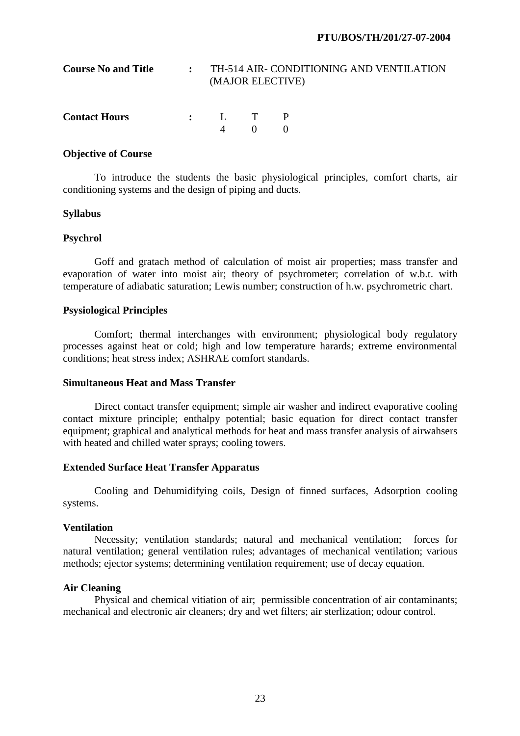**Course No and Title** : TH-514 AIR- CONDITIONING AND VENTILATION (MAJOR ELECTIVE)

**Contact Hours** :

| L | T | P |
|---|---|---|
| 4 | 0 | 0 |

**Objective of Course**

To introduce the students the basic physiological principles, comfort charts, air conditioning systems and the design of piping and ducts.

**Syllabus**

**Psychrol**

Goff and gratach method of calculation of moist air properties; mass transfer and evaporation of water into moist air; theory of psychrometer; correlation of w.b.t. with temperature of adiabatic saturation; Lewis number; construction of h.w. psychrometric chart.

**Psysiological Principles**

Comfort; thermal interchanges with environment; physiological body regulatory processes against heat or cold; high and low temperature harards; extreme environmental conditions; heat stress index; ASHRAE comfort standards.

**Simultaneous Heat and Mass Transfer**

Direct contact transfer equipment; simple air washer and indirect evaporative cooling contact mixture principle; enthalpy potential; basic equation for direct contact transfer equipment; graphical and analytical methods for heat and mass transfer analysis of airwahsers with heated and chilled water sprays; cooling towers.

**Extended Surface Heat Transfer Apparatus**

Cooling and Dehumidifying coils, Design of finned surfaces, Adsorption cooling systems.

**Ventilation**

Necessity; ventilation standards; natural and mechanical ventilation; forces for natural ventilation; general ventilation rules; advantages of mechanical ventilation; various methods; ejector systems; determining ventilation requirement; use of decay equation.

**Air Cleaning**

Physical and chemical vitiation of air; permissible concentration of air contaminants; mechanical and electronic air cleaners; dry and wet filters; air sterlization; odour control.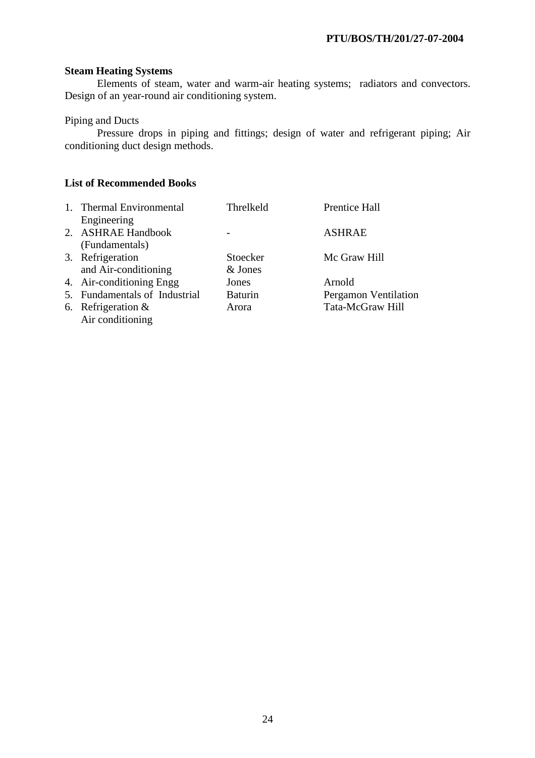**Steam Heating Systems**

Elements of steam, water and warm-air heating systems; radiators and convectors. Design of an year-round air conditioning system.

Piping and Ducts

Pressure drops in piping and fittings; design of water and refrigerant piping; Air conditioning duct design methods.

**List of Recommended Books**

| | Title | Author | Publisher |
|---|---|---|---|
| 1. | Thermal Environmental Engineering | Threlkeld | Prentice Hall |
| 2. | ASHRAE Handbook (Fundamentals) | - | ASHRAE |
| 3. | Refrigeration and Air-conditioning | Stoecker & Jones | Mc Graw Hill |
| 4. | Air-conditioning Engg | Jones | Arnold |
| 5. | Fundamentals of Industrial | Baturin | Pergamon Ventilation |
| 6. | Refrigeration & Air conditioning | Arora | Tata-McGraw Hill |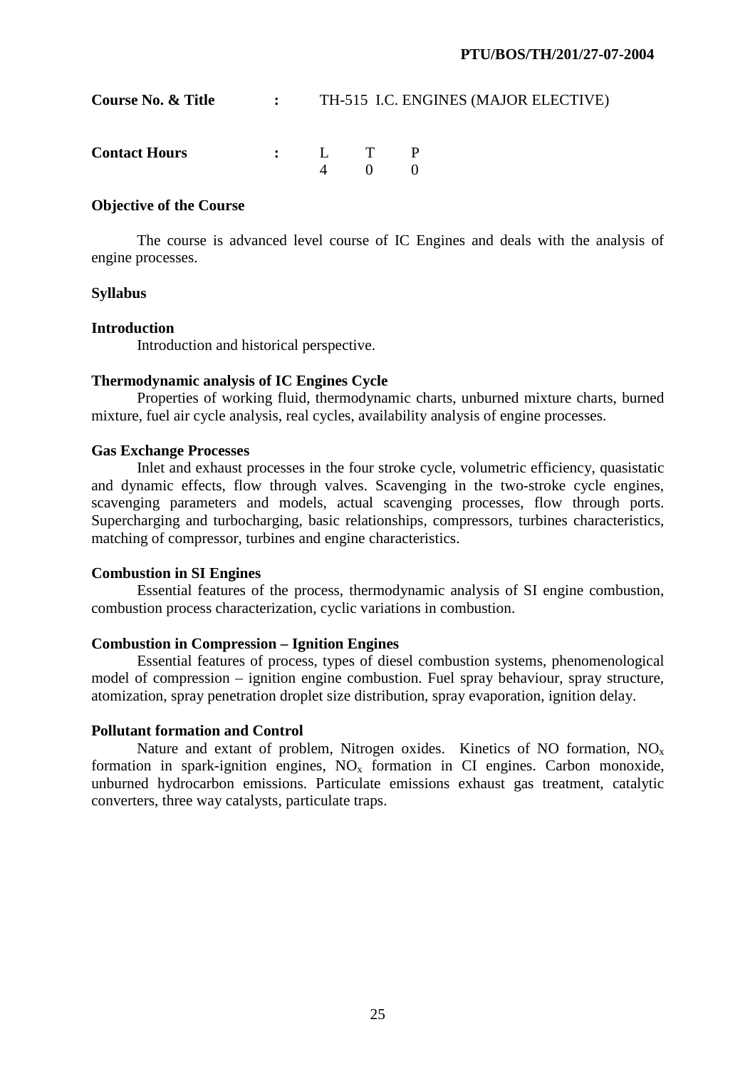PTU/BOS/TH/201/27-07-2004

**Course No. & Title** : TH-515 I.C. ENGINES (MAJOR ELECTIVE)

**Contact Hours** :

| L | T | P |
|---|---|---|
| 4 | 0 | 0 |

**Objective of the Course**

The course is advanced level course of IC Engines and deals with the analysis of engine processes.

**Syllabus**

**Introduction**

Introduction and historical perspective.

**Thermodynamic analysis of IC Engines Cycle**

Properties of working fluid, thermodynamic charts, unburned mixture charts, burned mixture, fuel air cycle analysis, real cycles, availability analysis of engine processes.

**Gas Exchange Processes**

Inlet and exhaust processes in the four stroke cycle, volumetric efficiency, quasistatic and dynamic effects, flow through valves. Scavenging in the two-stroke cycle engines, scavenging parameters and models, actual scavenging processes, flow through ports. Supercharging and turbocharging, basic relationships, compressors, turbines characteristics, matching of compressor, turbines and engine characteristics.

**Combustion in SI Engines**

Essential features of the process, thermodynamic analysis of SI engine combustion, combustion process characterization, cyclic variations in combustion.

**Combustion in Compression – Ignition Engines**

Essential features of process, types of diesel combustion systems, phenomenological model of compression – ignition engine combustion. Fuel spray behaviour, spray structure, atomization, spray penetration droplet size distribution, spray evaporation, ignition delay.

**Pollutant formation and Control**

Nature and extant of problem, Nitrogen oxides. Kinetics of NO formation, $NO_x$ formation in spark-ignition engines, $NO_x$ formation in CI engines. Carbon monoxide, unburned hydrocarbon emissions. Particulate emissions exhaust gas treatment, catalytic converters, three way catalysts, particulate traps.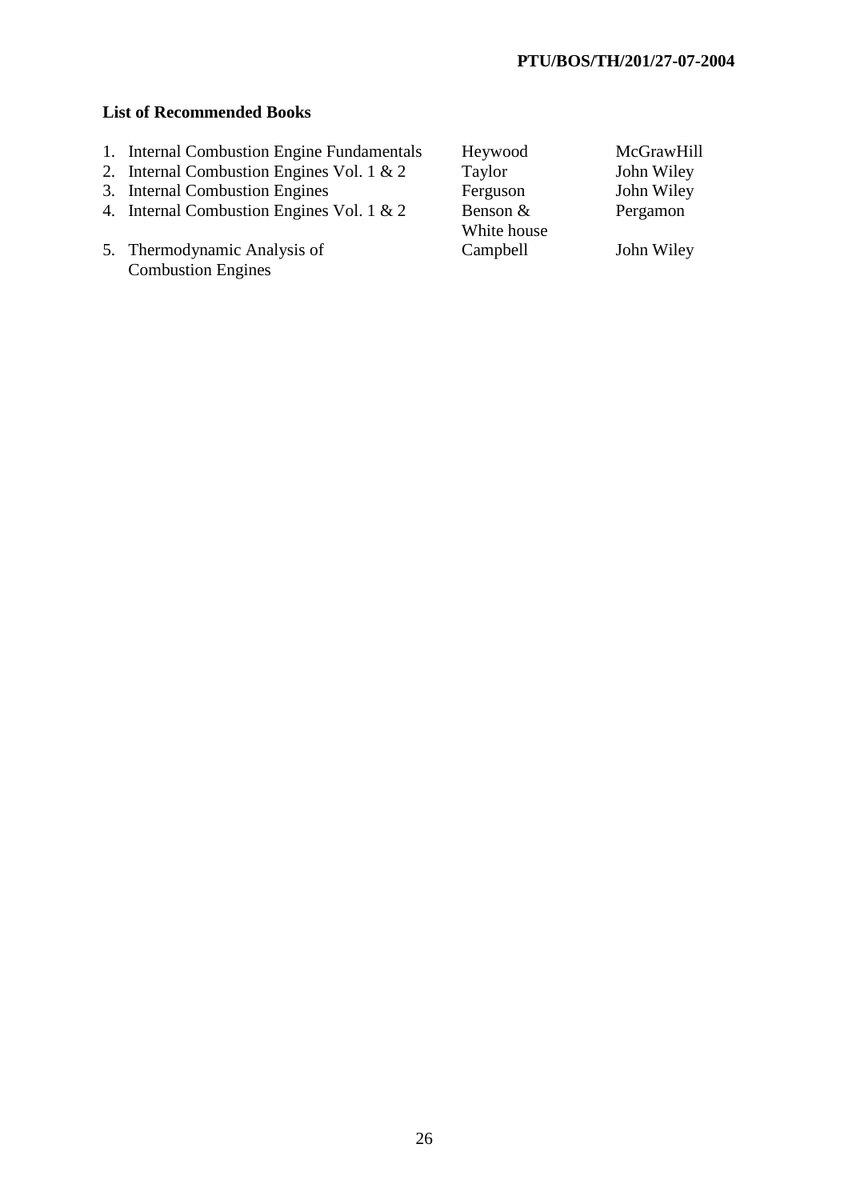**List of Recommended Books**

| | Title | Author | Publisher |
|---|---|---|---|
| 1. | Internal Combustion Engine Fundamentals | Heywood | McGrawHill |
| 2. | Internal Combustion Engines Vol. 1 & 2 | Taylor | John Wiley |
| 3. | Internal Combustion Engines | Ferguson | John Wiley |
| 4. | Internal Combustion Engines Vol. 1 & 2 | Benson & White house | Pergamon |
| 5. | Thermodynamic Analysis of Combustion Engines | Campbell | John Wiley |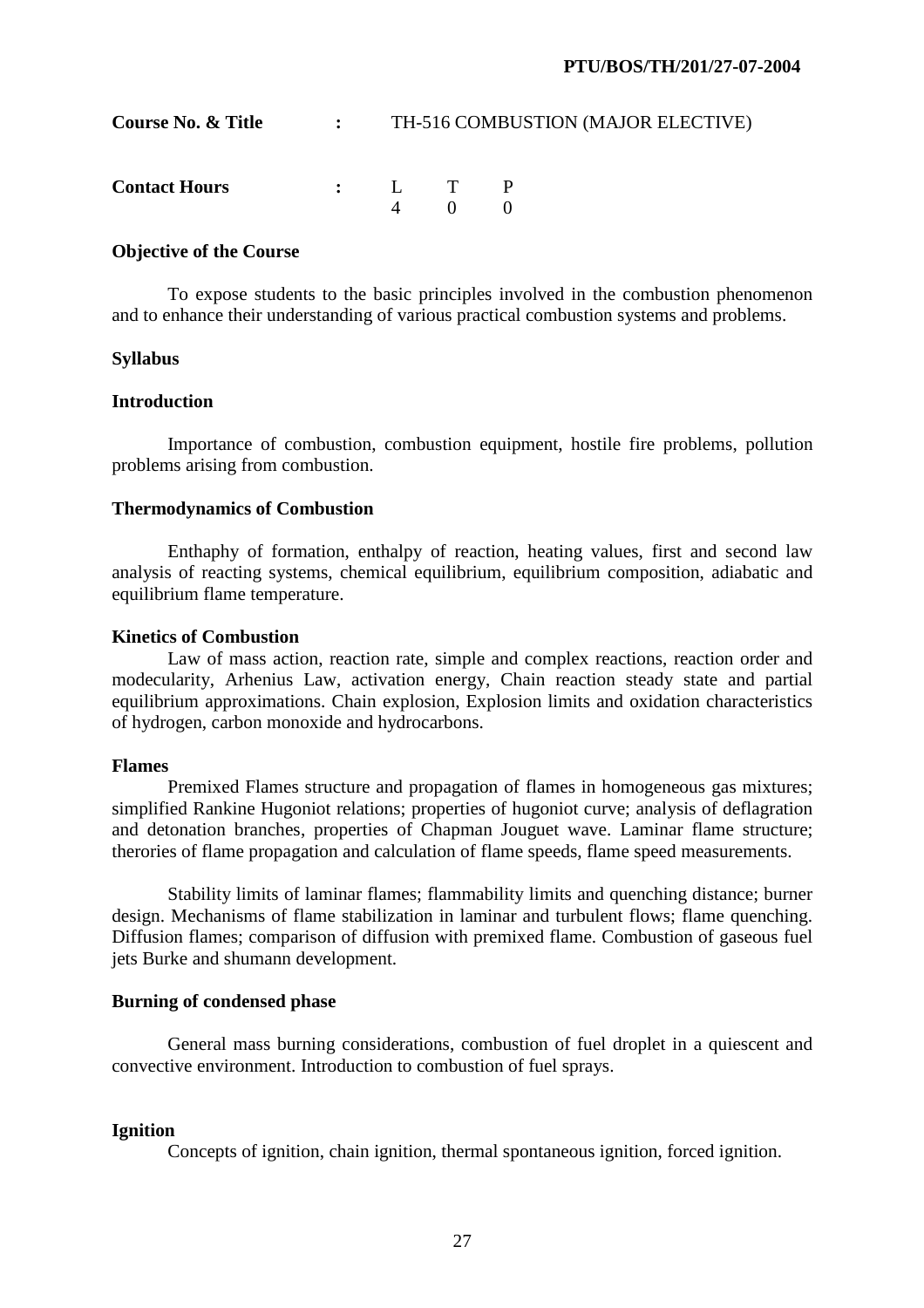**Course No. & Title : TH-516 COMBUSTION (MAJOR ELECTIVE)**

**Contact Hours :**

| L | T | P |
|---|---|---|
| 4 | 0 | 0 |

**Objective of the Course**

To expose students to the basic principles involved in the combustion phenomenon and to enhance their understanding of various practical combustion systems and problems.

**Syllabus**

**Introduction**

Importance of combustion, combustion equipment, hostile fire problems, pollution problems arising from combustion.

**Thermodynamics of Combustion**

Enthaphy of formation, enthalpy of reaction, heating values, first and second law analysis of reacting systems, chemical equilibrium, equilibrium composition, adiabatic and equilibrium flame temperature.

**Kinetics of Combustion**

Law of mass action, reaction rate, simple and complex reactions, reaction order and modecularity, Arhenius Law, activation energy, Chain reaction steady state and partial equilibrium approximations. Chain explosion, Explosion limits and oxidation characteristics of hydrogen, carbon monoxide and hydrocarbons.

**Flames**

Premixed Flames structure and propagation of flames in homogeneous gas mixtures; simplified Rankine Hugoniot relations; properties of hugoniot curve; analysis of deflagration and detonation branches, properties of Chapman Jouguet wave. Laminar flame structure; therories of flame propagation and calculation of flame speeds, flame speed measurements.

Stability limits of laminar flames; flammability limits and quenching distance; burner design. Mechanisms of flame stabilization in laminar and turbulent flows; flame quenching. Diffusion flames; comparison of diffusion with premixed flame. Combustion of gaseous fuel jets Burke and shumann development.

**Burning of condensed phase**

General mass burning considerations, combustion of fuel droplet in a quiescent and convective environment. Introduction to combustion of fuel sprays.

**Ignition**

Concepts of ignition, chain ignition, thermal spontaneous ignition, forced ignition.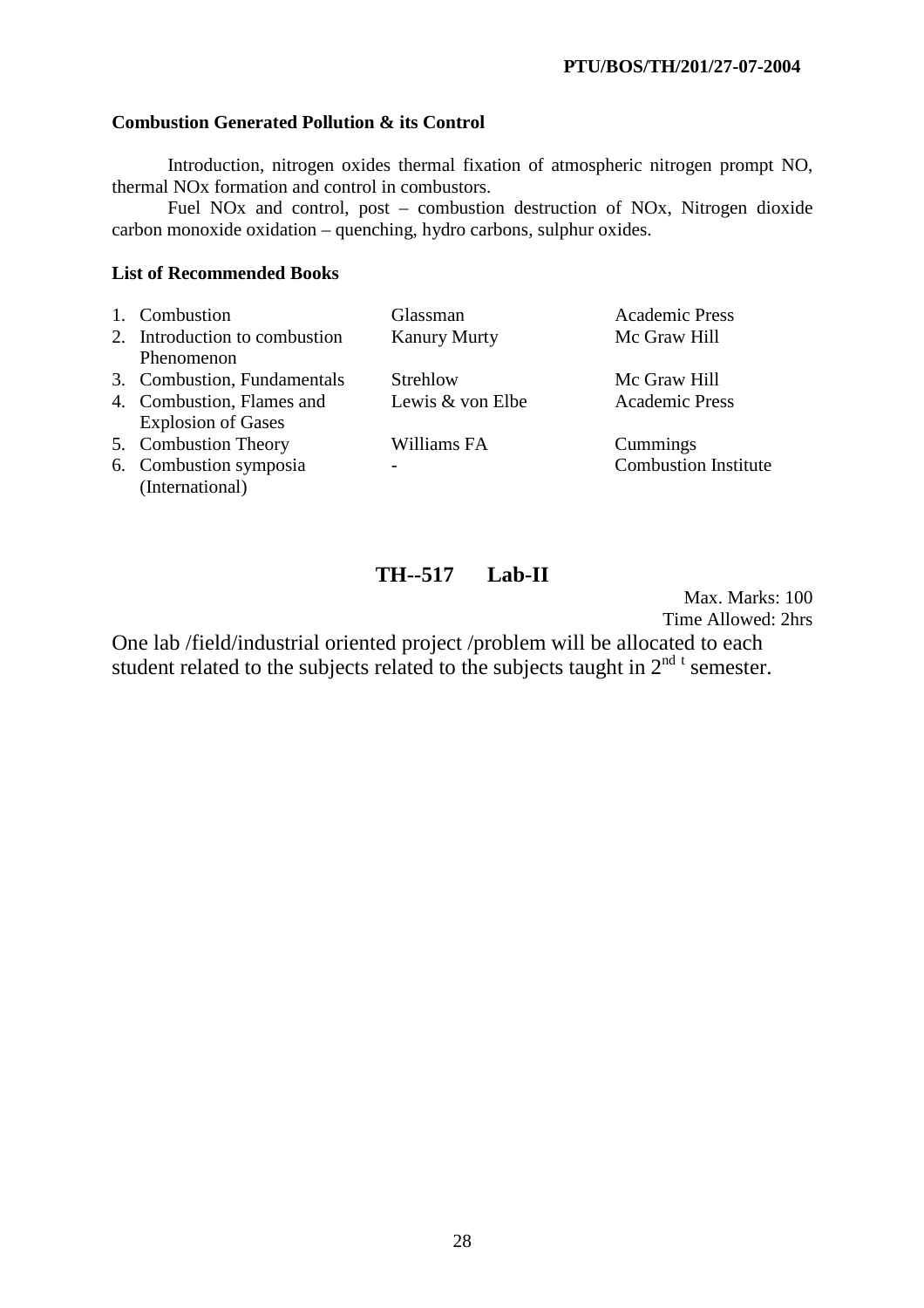### Combustion Generated Pollution & its Control

Introduction, nitrogen oxides thermal fixation of atmospheric nitrogen prompt NO, thermal NOx formation and control in combustors.

Fuel NOx and control, post – combustion destruction of NOx, Nitrogen dioxide carbon monoxide oxidation – quenching, hydro carbons, sulphur oxides.

### List of Recommended Books

| | | | |
|---|---|---|---|
| 1. | Combustion | Glassman | Academic Press |
| 2. | Introduction to combustion Phenomenon | Kanury Murty | Mc Graw Hill |
| 3. | Combustion, Fundamentals | Strehlow | Mc Graw Hill |
| 4. | Combustion, Flames and Explosion of Gases | Lewis & von Elbe | Academic Press |
| 5. | Combustion Theory | Williams FA | Cummings |
| 6. | Combustion symposia (International) | - | Combustion Institute |

## TH--517 Lab-II

Max. Marks: 100
Time Allowed: 2hrs

One lab /field/industrial oriented project /problem will be allocated to each student related to the subjects related to the subjects taught in 2nd t semester.